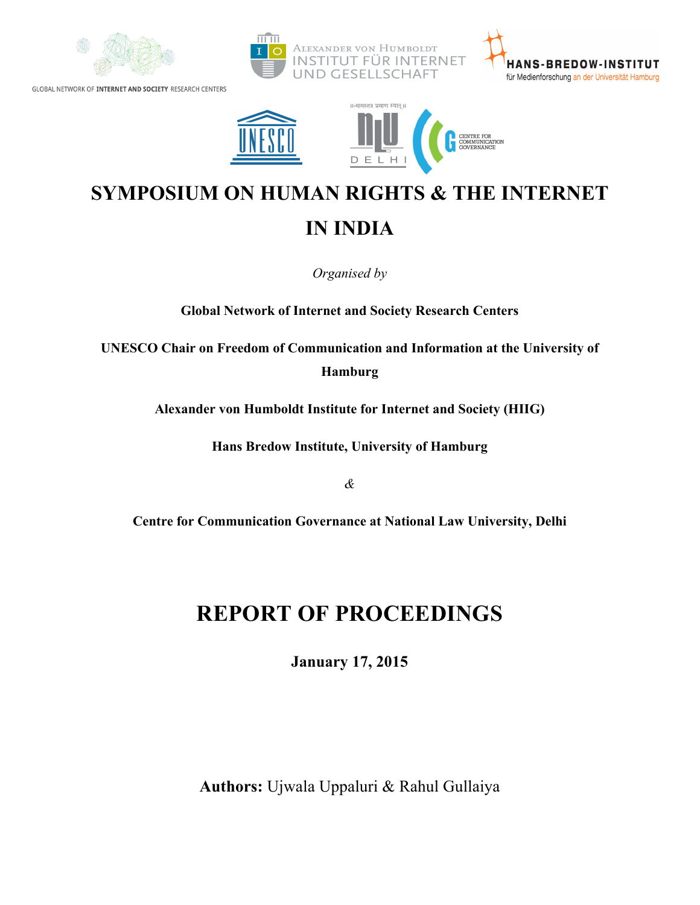# SYMPOSIUM ON HUMAN RIGHTS & THE INTERNET IN INDIA

*Organised by*

**Global Network of Internet and Society Research Centers**

**UNESCO Chair on Freedom of Communication and Information at the University of Hamburg**

**Alexander von Humboldt Institute for Internet and Society (HIIG)**

**Hans Bredow Institute, University of Hamburg**

*&*

**Centre for Communication Governance at National Law University, Delhi**

# REPORT OF PROCEEDINGS

**January 17, 2015**

**Authors:** Ujwala Uppaluri & Rahul Gullaiya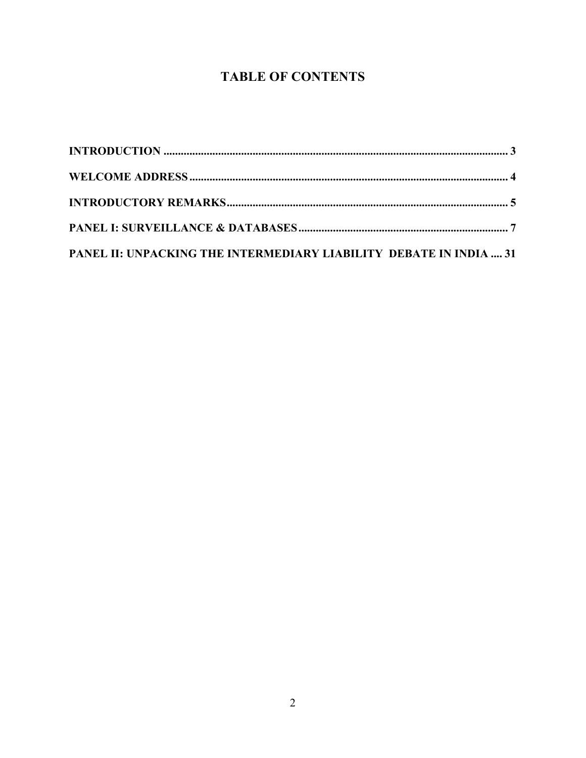# TABLE OF CONTENTS

**INTRODUCTION** ........................................................................................................................ **3**

**WELCOME ADDRESS** ............................................................................................................... **4**

**INTRODUCTORY REMARKS** .................................................................................................. **5**

**PANEL I: SURVEILLANCE & DATABASES** ......................................................................... **7**

**PANEL II: UNPACKING THE INTERMEDIARY LIABILITY DEBATE IN INDIA** .... **31**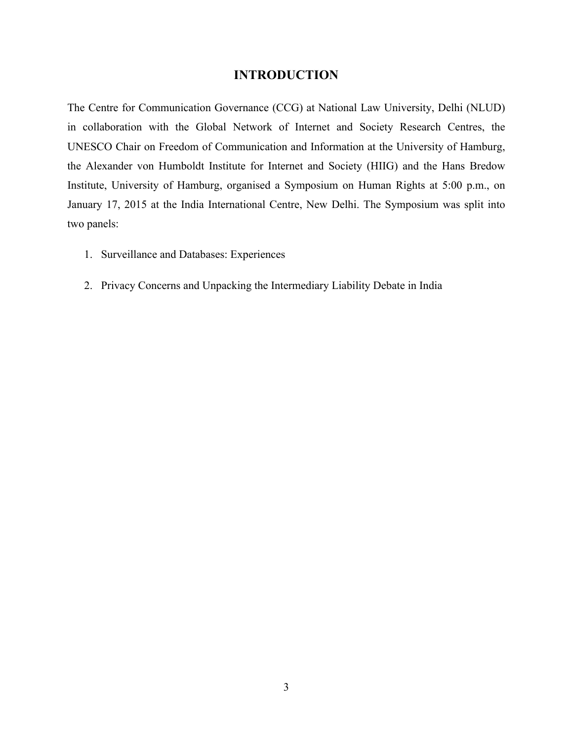# INTRODUCTION

The Centre for Communication Governance (CCG) at National Law University, Delhi (NLUD) in collaboration with the Global Network of Internet and Society Research Centres, the UNESCO Chair on Freedom of Communication and Information at the University of Hamburg, the Alexander von Humboldt Institute for Internet and Society (HIIG) and the Hans Bredow Institute, University of Hamburg, organised a Symposium on Human Rights at 5:00 p.m., on January 17, 2015 at the India International Centre, New Delhi. The Symposium was split into two panels:

1. Surveillance and Databases: Experiences
2. Privacy Concerns and Unpacking the Intermediary Liability Debate in India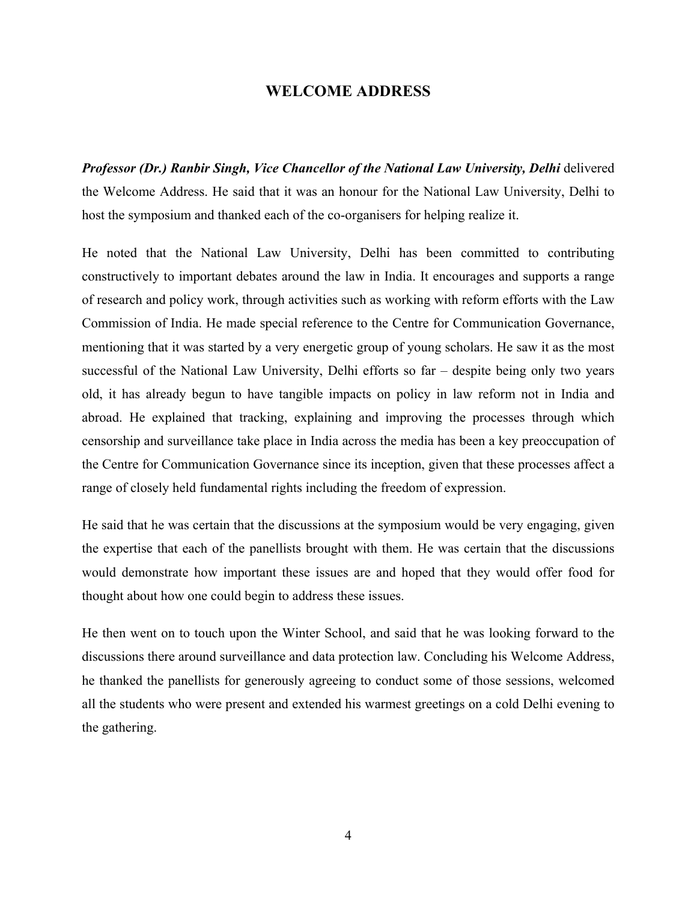# WELCOME ADDRESS

***Professor (Dr.) Ranbir Singh, Vice Chancellor of the National Law University, Delhi*** delivered the Welcome Address. He said that it was an honour for the National Law University, Delhi to host the symposium and thanked each of the co-organisers for helping realize it.

He noted that the National Law University, Delhi has been committed to contributing constructively to important debates around the law in India. It encourages and supports a range of research and policy work, through activities such as working with reform efforts with the Law Commission of India. He made special reference to the Centre for Communication Governance, mentioning that it was started by a very energetic group of young scholars. He saw it as the most successful of the National Law University, Delhi efforts so far – despite being only two years old, it has already begun to have tangible impacts on policy in law reform not in India and abroad. He explained that tracking, explaining and improving the processes through which censorship and surveillance take place in India across the media has been a key preoccupation of the Centre for Communication Governance since its inception, given that these processes affect a range of closely held fundamental rights including the freedom of expression.

He said that he was certain that the discussions at the symposium would be very engaging, given the expertise that each of the panellists brought with them. He was certain that the discussions would demonstrate how important these issues are and hoped that they would offer food for thought about how one could begin to address these issues.

He then went on to touch upon the Winter School, and said that he was looking forward to the discussions there around surveillance and data protection law. Concluding his Welcome Address, he thanked the panellists for generously agreeing to conduct some of those sessions, welcomed all the students who were present and extended his warmest greetings on a cold Delhi evening to the gathering.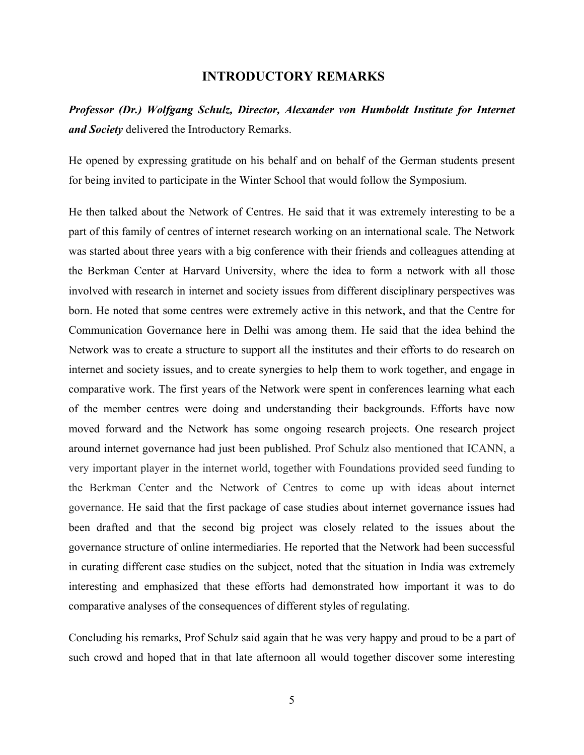## INTRODUCTORY REMARKS

***Professor (Dr.) Wolfgang Schulz, Director, Alexander von Humboldt Institute for Internet and Society*** delivered the Introductory Remarks.

He opened by expressing gratitude on his behalf and on behalf of the German students present for being invited to participate in the Winter School that would follow the Symposium.

He then talked about the Network of Centres. He said that it was extremely interesting to be a part of this family of centres of internet research working on an international scale. The Network was started about three years with a big conference with their friends and colleagues attending at the Berkman Center at Harvard University, where the idea to form a network with all those involved with research in internet and society issues from different disciplinary perspectives was born. He noted that some centres were extremely active in this network, and that the Centre for Communication Governance here in Delhi was among them. He said that the idea behind the Network was to create a structure to support all the institutes and their efforts to do research on internet and society issues, and to create synergies to help them to work together, and engage in comparative work. The first years of the Network were spent in conferences learning what each of the member centres were doing and understanding their backgrounds. Efforts have now moved forward and the Network has some ongoing research projects. One research project around internet governance had just been published. Prof Schulz also mentioned that ICANN, a very important player in the internet world, together with Foundations provided seed funding to the Berkman Center and the Network of Centres to come up with ideas about internet governance. He said that the first package of case studies about internet governance issues had been drafted and that the second big project was closely related to the issues about the governance structure of online intermediaries. He reported that the Network had been successful in curating different case studies on the subject, noted that the situation in India was extremely interesting and emphasized that these efforts had demonstrated how important it was to do comparative analyses of the consequences of different styles of regulating.

Concluding his remarks, Prof Schulz said again that he was very happy and proud to be a part of such crowd and hoped that in that late afternoon all would together discover some interesting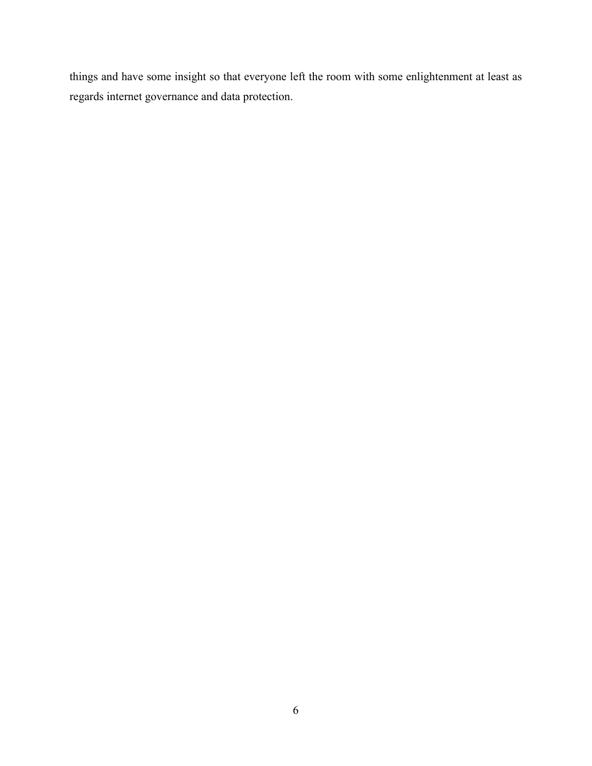things and have some insight so that everyone left the room with some enlightenment at least as regards internet governance and data protection.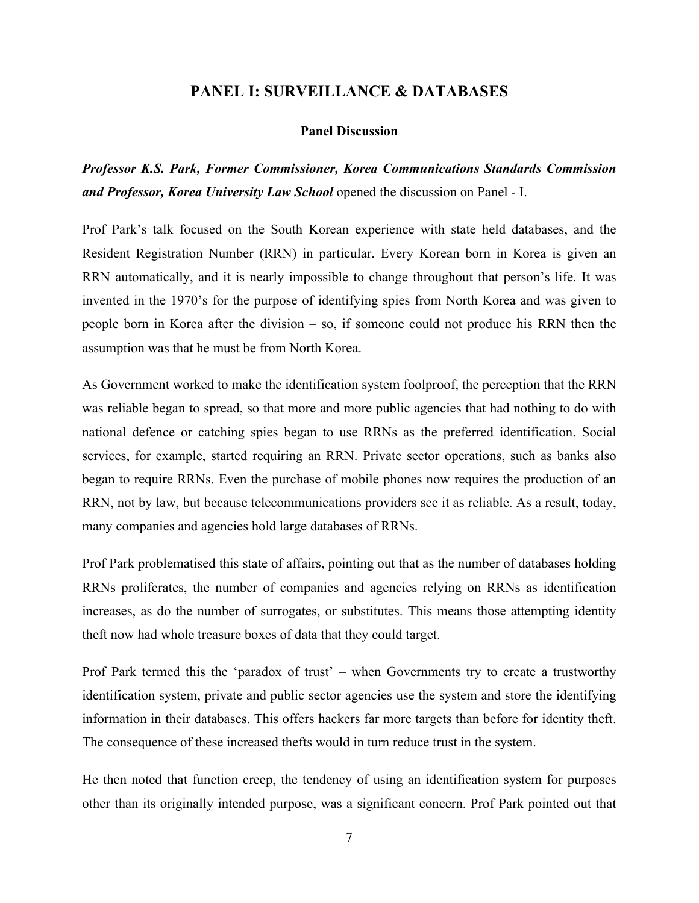## PANEL I: SURVEILLANCE & DATABASES

### Panel Discussion

***Professor K.S. Park, Former Commissioner, Korea Communications Standards Commission and Professor, Korea University Law School*** opened the discussion on Panel - I.

Prof Park's talk focused on the South Korean experience with state held databases, and the Resident Registration Number (RRN) in particular. Every Korean born in Korea is given an RRN automatically, and it is nearly impossible to change throughout that person's life. It was invented in the 1970's for the purpose of identifying spies from North Korea and was given to people born in Korea after the division – so, if someone could not produce his RRN then the assumption was that he must be from North Korea.

As Government worked to make the identification system foolproof, the perception that the RRN was reliable began to spread, so that more and more public agencies that had nothing to do with national defence or catching spies began to use RRNs as the preferred identification. Social services, for example, started requiring an RRN. Private sector operations, such as banks also began to require RRNs. Even the purchase of mobile phones now requires the production of an RRN, not by law, but because telecommunications providers see it as reliable. As a result, today, many companies and agencies hold large databases of RRNs.

Prof Park problematised this state of affairs, pointing out that as the number of databases holding RRNs proliferates, the number of companies and agencies relying on RRNs as identification increases, as do the number of surrogates, or substitutes. This means those attempting identity theft now had whole treasure boxes of data that they could target.

Prof Park termed this the 'paradox of trust' – when Governments try to create a trustworthy identification system, private and public sector agencies use the system and store the identifying information in their databases. This offers hackers far more targets than before for identity theft. The consequence of these increased thefts would in turn reduce trust in the system.

He then noted that function creep, the tendency of using an identification system for purposes other than its originally intended purpose, was a significant concern. Prof Park pointed out that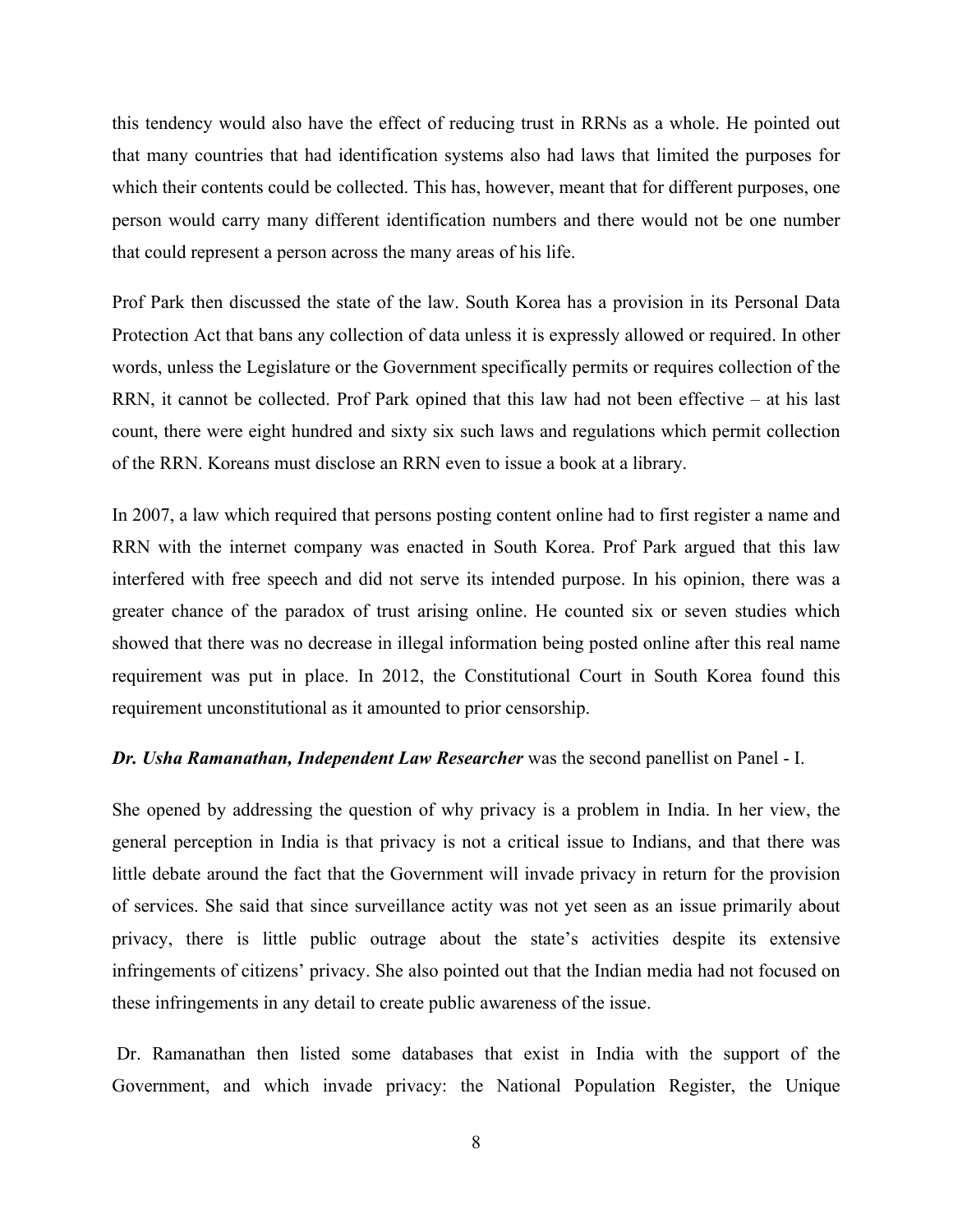this tendency would also have the effect of reducing trust in RRNs as a whole. He pointed out that many countries that had identification systems also had laws that limited the purposes for which their contents could be collected. This has, however, meant that for different purposes, one person would carry many different identification numbers and there would not be one number that could represent a person across the many areas of his life.

Prof Park then discussed the state of the law. South Korea has a provision in its Personal Data Protection Act that bans any collection of data unless it is expressly allowed or required. In other words, unless the Legislature or the Government specifically permits or requires collection of the RRN, it cannot be collected. Prof Park opined that this law had not been effective – at his last count, there were eight hundred and sixty six such laws and regulations which permit collection of the RRN. Koreans must disclose an RRN even to issue a book at a library.

In 2007, a law which required that persons posting content online had to first register a name and RRN with the internet company was enacted in South Korea. Prof Park argued that this law interfered with free speech and did not serve its intended purpose. In his opinion, there was a greater chance of the paradox of trust arising online. He counted six or seven studies which showed that there was no decrease in illegal information being posted online after this real name requirement was put in place. In 2012, the Constitutional Court in South Korea found this requirement unconstitutional as it amounted to prior censorship.

***Dr. Usha Ramanathan, Independent Law Researcher*** was the second panellist on Panel - I.

She opened by addressing the question of why privacy is a problem in India. In her view, the general perception in India is that privacy is not a critical issue to Indians, and that there was little debate around the fact that the Government will invade privacy in return for the provision of services. She said that since surveillance actity was not yet seen as an issue primarily about privacy, there is little public outrage about the state's activities despite its extensive infringements of citizens' privacy. She also pointed out that the Indian media had not focused on these infringements in any detail to create public awareness of the issue.

Dr. Ramanathan then listed some databases that exist in India with the support of the Government, and which invade privacy: the National Population Register, the Unique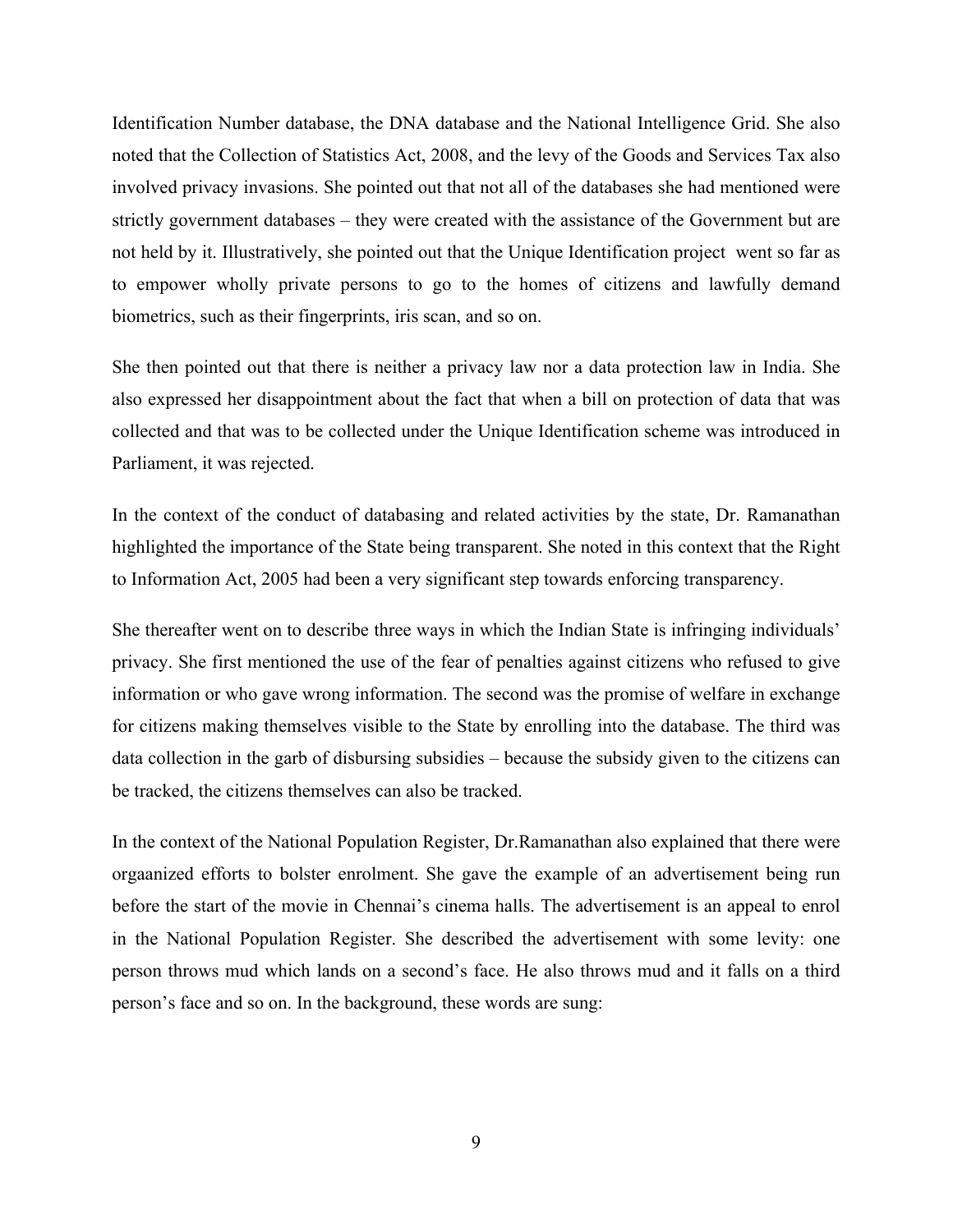Identification Number database, the DNA database and the National Intelligence Grid. She also noted that the Collection of Statistics Act, 2008, and the levy of the Goods and Services Tax also involved privacy invasions. She pointed out that not all of the databases she had mentioned were strictly government databases – they were created with the assistance of the Government but are not held by it. Illustratively, she pointed out that the Unique Identification project went so far as to empower wholly private persons to go to the homes of citizens and lawfully demand biometrics, such as their fingerprints, iris scan, and so on.

She then pointed out that there is neither a privacy law nor a data protection law in India. She also expressed her disappointment about the fact that when a bill on protection of data that was collected and that was to be collected under the Unique Identification scheme was introduced in Parliament, it was rejected.

In the context of the conduct of databasing and related activities by the state, Dr. Ramanathan highlighted the importance of the State being transparent. She noted in this context that the Right to Information Act, 2005 had been a very significant step towards enforcing transparency.

She thereafter went on to describe three ways in which the Indian State is infringing individuals' privacy. She first mentioned the use of the fear of penalties against citizens who refused to give information or who gave wrong information. The second was the promise of welfare in exchange for citizens making themselves visible to the State by enrolling into the database. The third was data collection in the garb of disbursing subsidies – because the subsidy given to the citizens can be tracked, the citizens themselves can also be tracked.

In the context of the National Population Register, Dr.Ramanathan also explained that there were orgaanized efforts to bolster enrolment. She gave the example of an advertisement being run before the start of the movie in Chennai's cinema halls. The advertisement is an appeal to enrol in the National Population Register. She described the advertisement with some levity: one person throws mud which lands on a second's face. He also throws mud and it falls on a third person's face and so on. In the background, these words are sung: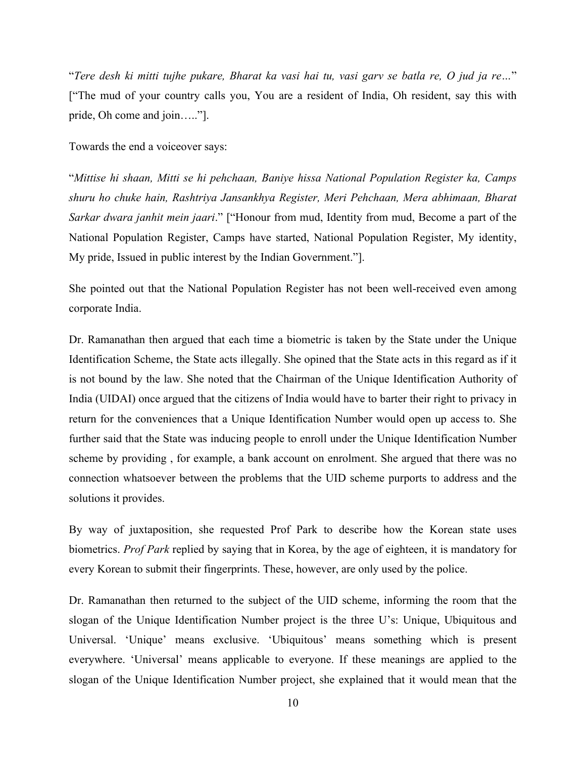"*Tere desh ki mitti tujhe pukare, Bharat ka vasi hai tu, vasi garv se batla re, O jud ja re…*" ["The mud of your country calls you, You are a resident of India, Oh resident, say this with pride, Oh come and join….."].

Towards the end a voiceover says:

"*Mittise hi shaan, Mitti se hi pehchaan, Baniye hissa National Population Register ka, Camps shuru ho chuke hain, Rashtriya Jansankhya Register, Meri Pehchaan, Mera abhimaan, Bharat Sarkar dwara janhit mein jaari*." ["Honour from mud, Identity from mud, Become a part of the National Population Register, Camps have started, National Population Register, My identity, My pride, Issued in public interest by the Indian Government."].

She pointed out that the National Population Register has not been well-received even among corporate India.

Dr. Ramanathan then argued that each time a biometric is taken by the State under the Unique Identification Scheme, the State acts illegally. She opined that the State acts in this regard as if it is not bound by the law. She noted that the Chairman of the Unique Identification Authority of India (UIDAI) once argued that the citizens of India would have to barter their right to privacy in return for the conveniences that a Unique Identification Number would open up access to. She further said that the State was inducing people to enroll under the Unique Identification Number scheme by providing , for example, a bank account on enrolment. She argued that there was no connection whatsoever between the problems that the UID scheme purports to address and the solutions it provides.

By way of juxtaposition, she requested Prof Park to describe how the Korean state uses biometrics. *Prof Park* replied by saying that in Korea, by the age of eighteen, it is mandatory for every Korean to submit their fingerprints. These, however, are only used by the police.

Dr. Ramanathan then returned to the subject of the UID scheme, informing the room that the slogan of the Unique Identification Number project is the three U's: Unique, Ubiquitous and Universal. 'Unique' means exclusive. 'Ubiquitous' means something which is present everywhere. 'Universal' means applicable to everyone. If these meanings are applied to the slogan of the Unique Identification Number project, she explained that it would mean that the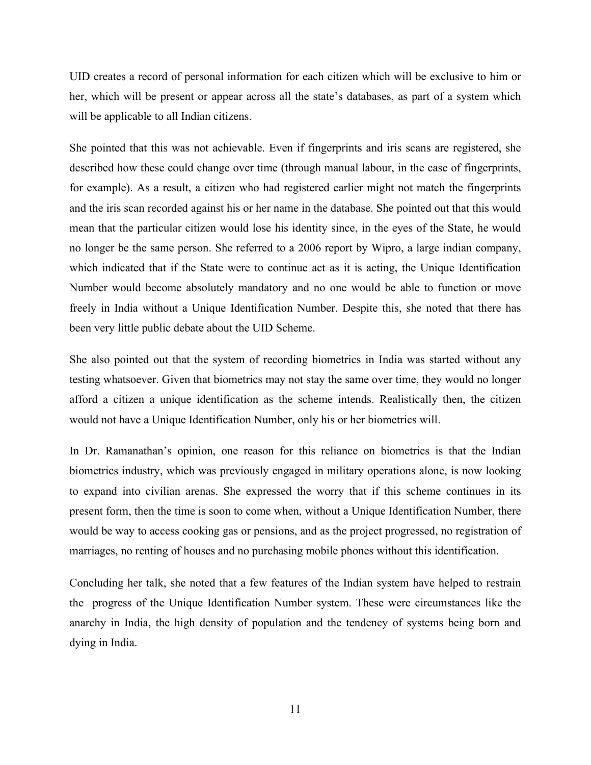UID creates a record of personal information for each citizen which will be exclusive to him or her, which will be present or appear across all the state's databases, as part of a system which will be applicable to all Indian citizens.

She pointed that this was not achievable. Even if fingerprints and iris scans are registered, she described how these could change over time (through manual labour, in the case of fingerprints, for example). As a result, a citizen who had registered earlier might not match the fingerprints and the iris scan recorded against his or her name in the database. She pointed out that this would mean that the particular citizen would lose his identity since, in the eyes of the State, he would no longer be the same person. She referred to a 2006 report by Wipro, a large indian company, which indicated that if the State were to continue act as it is acting, the Unique Identification Number would become absolutely mandatory and no one would be able to function or move freely in India without a Unique Identification Number. Despite this, she noted that there has been very little public debate about the UID Scheme.

She also pointed out that the system of recording biometrics in India was started without any testing whatsoever. Given that biometrics may not stay the same over time, they would no longer afford a citizen a unique identification as the scheme intends. Realistically then, the citizen would not have a Unique Identification Number, only his or her biometrics will.

In Dr. Ramanathan's opinion, one reason for this reliance on biometrics is that the Indian biometrics industry, which was previously engaged in military operations alone, is now looking to expand into civilian arenas. She expressed the worry that if this scheme continues in its present form, then the time is soon to come when, without a Unique Identification Number, there would be way to access cooking gas or pensions, and as the project progressed, no registration of marriages, no renting of houses and no purchasing mobile phones without this identification.

Concluding her talk, she noted that a few features of the Indian system have helped to restrain the progress of the Unique Identification Number system. These were circumstances like the anarchy in India, the high density of population and the tendency of systems being born and dying in India.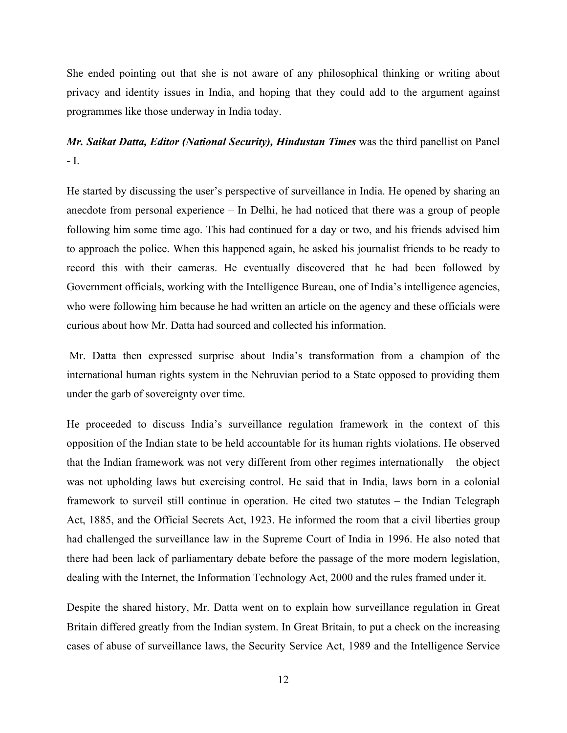She ended pointing out that she is not aware of any philosophical thinking or writing about privacy and identity issues in India, and hoping that they could add to the argument against programmes like those underway in India today.

***Mr. Saikat Datta, Editor (National Security), Hindustan Times*** was the third panellist on Panel - I.

He started by discussing the user's perspective of surveillance in India. He opened by sharing an anecdote from personal experience – In Delhi, he had noticed that there was a group of people following him some time ago. This had continued for a day or two, and his friends advised him to approach the police. When this happened again, he asked his journalist friends to be ready to record this with their cameras. He eventually discovered that he had been followed by Government officials, working with the Intelligence Bureau, one of India's intelligence agencies, who were following him because he had written an article on the agency and these officials were curious about how Mr. Datta had sourced and collected his information.

Mr. Datta then expressed surprise about India's transformation from a champion of the international human rights system in the Nehruvian period to a State opposed to providing them under the garb of sovereignty over time.

He proceeded to discuss India's surveillance regulation framework in the context of this opposition of the Indian state to be held accountable for its human rights violations. He observed that the Indian framework was not very different from other regimes internationally – the object was not upholding laws but exercising control. He said that in India, laws born in a colonial framework to surveil still continue in operation. He cited two statutes – the Indian Telegraph Act, 1885, and the Official Secrets Act, 1923. He informed the room that a civil liberties group had challenged the surveillance law in the Supreme Court of India in 1996. He also noted that there had been lack of parliamentary debate before the passage of the more modern legislation, dealing with the Internet, the Information Technology Act, 2000 and the rules framed under it.

Despite the shared history, Mr. Datta went on to explain how surveillance regulation in Great Britain differed greatly from the Indian system. In Great Britain, to put a check on the increasing cases of abuse of surveillance laws, the Security Service Act, 1989 and the Intelligence Service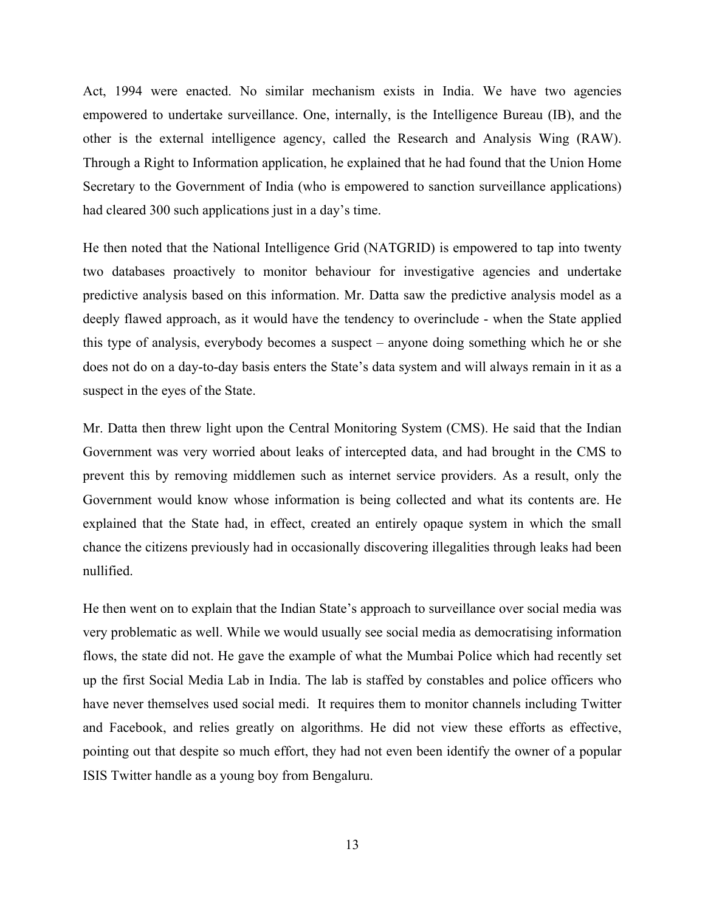Act, 1994 were enacted. No similar mechanism exists in India. We have two agencies empowered to undertake surveillance. One, internally, is the Intelligence Bureau (IB), and the other is the external intelligence agency, called the Research and Analysis Wing (RAW). Through a Right to Information application, he explained that he had found that the Union Home Secretary to the Government of India (who is empowered to sanction surveillance applications) had cleared 300 such applications just in a day's time.

He then noted that the National Intelligence Grid (NATGRID) is empowered to tap into twenty two databases proactively to monitor behaviour for investigative agencies and undertake predictive analysis based on this information. Mr. Datta saw the predictive analysis model as a deeply flawed approach, as it would have the tendency to overinclude - when the State applied this type of analysis, everybody becomes a suspect – anyone doing something which he or she does not do on a day-to-day basis enters the State's data system and will always remain in it as a suspect in the eyes of the State.

Mr. Datta then threw light upon the Central Monitoring System (CMS). He said that the Indian Government was very worried about leaks of intercepted data, and had brought in the CMS to prevent this by removing middlemen such as internet service providers. As a result, only the Government would know whose information is being collected and what its contents are. He explained that the State had, in effect, created an entirely opaque system in which the small chance the citizens previously had in occasionally discovering illegalities through leaks had been nullified.

He then went on to explain that the Indian State's approach to surveillance over social media was very problematic as well. While we would usually see social media as democratising information flows, the state did not. He gave the example of what the Mumbai Police which had recently set up the first Social Media Lab in India. The lab is staffed by constables and police officers who have never themselves used social medi. It requires them to monitor channels including Twitter and Facebook, and relies greatly on algorithms. He did not view these efforts as effective, pointing out that despite so much effort, they had not even been identify the owner of a popular ISIS Twitter handle as a young boy from Bengaluru.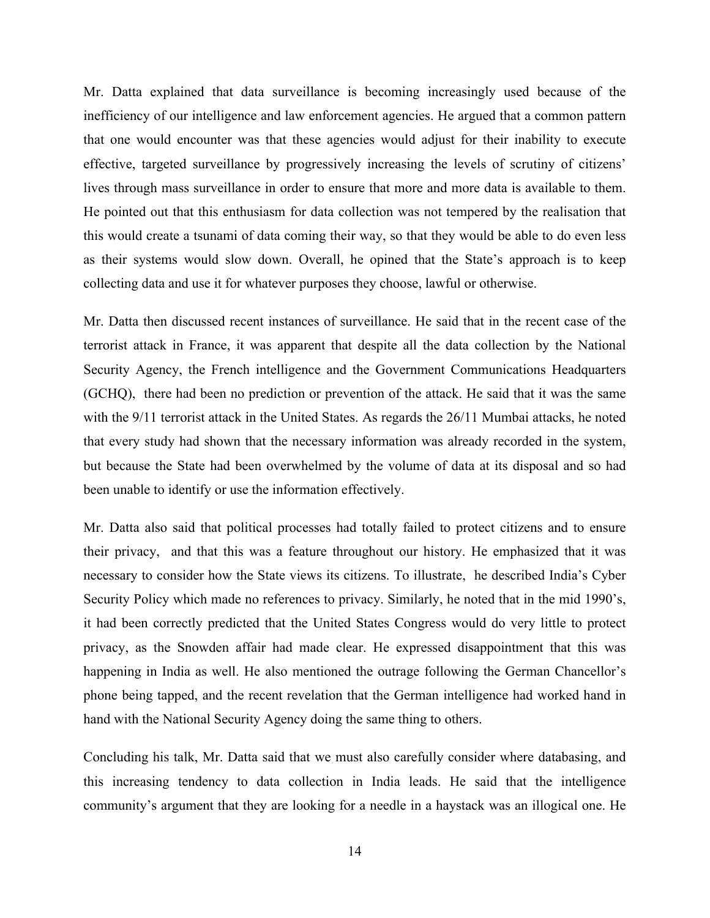Mr. Datta explained that data surveillance is becoming increasingly used because of the inefficiency of our intelligence and law enforcement agencies. He argued that a common pattern that one would encounter was that these agencies would adjust for their inability to execute effective, targeted surveillance by progressively increasing the levels of scrutiny of citizens' lives through mass surveillance in order to ensure that more and more data is available to them. He pointed out that this enthusiasm for data collection was not tempered by the realisation that this would create a tsunami of data coming their way, so that they would be able to do even less as their systems would slow down. Overall, he opined that the State's approach is to keep collecting data and use it for whatever purposes they choose, lawful or otherwise.

Mr. Datta then discussed recent instances of surveillance. He said that in the recent case of the terrorist attack in France, it was apparent that despite all the data collection by the National Security Agency, the French intelligence and the Government Communications Headquarters (GCHQ), there had been no prediction or prevention of the attack. He said that it was the same with the 9/11 terrorist attack in the United States. As regards the 26/11 Mumbai attacks, he noted that every study had shown that the necessary information was already recorded in the system, but because the State had been overwhelmed by the volume of data at its disposal and so had been unable to identify or use the information effectively.

Mr. Datta also said that political processes had totally failed to protect citizens and to ensure their privacy, and that this was a feature throughout our history. He emphasized that it was necessary to consider how the State views its citizens. To illustrate, he described India's Cyber Security Policy which made no references to privacy. Similarly, he noted that in the mid 1990's, it had been correctly predicted that the United States Congress would do very little to protect privacy, as the Snowden affair had made clear. He expressed disappointment that this was happening in India as well. He also mentioned the outrage following the German Chancellor's phone being tapped, and the recent revelation that the German intelligence had worked hand in hand with the National Security Agency doing the same thing to others.

Concluding his talk, Mr. Datta said that we must also carefully consider where databasing, and this increasing tendency to data collection in India leads. He said that the intelligence community's argument that they are looking for a needle in a haystack was an illogical one. He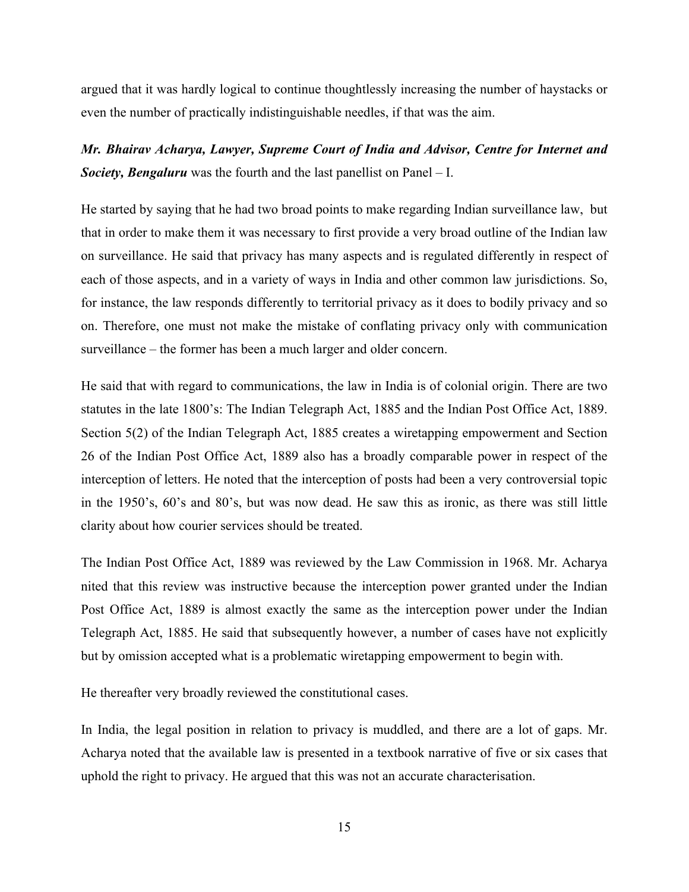argued that it was hardly logical to continue thoughtlessly increasing the number of haystacks or even the number of practically indistinguishable needles, if that was the aim.

***Mr. Bhairav Acharya, Lawyer, Supreme Court of India and Advisor, Centre for Internet and Society, Bengaluru*** was the fourth and the last panellist on Panel – I.

He started by saying that he had two broad points to make regarding Indian surveillance law, but that in order to make them it was necessary to first provide a very broad outline of the Indian law on surveillance. He said that privacy has many aspects and is regulated differently in respect of each of those aspects, and in a variety of ways in India and other common law jurisdictions. So, for instance, the law responds differently to territorial privacy as it does to bodily privacy and so on. Therefore, one must not make the mistake of conflating privacy only with communication surveillance – the former has been a much larger and older concern.

He said that with regard to communications, the law in India is of colonial origin. There are two statutes in the late 1800's: The Indian Telegraph Act, 1885 and the Indian Post Office Act, 1889. Section 5(2) of the Indian Telegraph Act, 1885 creates a wiretapping empowerment and Section 26 of the Indian Post Office Act, 1889 also has a broadly comparable power in respect of the interception of letters. He noted that the interception of posts had been a very controversial topic in the 1950's, 60's and 80's, but was now dead. He saw this as ironic, as there was still little clarity about how courier services should be treated.

The Indian Post Office Act, 1889 was reviewed by the Law Commission in 1968. Mr. Acharya nited that this review was instructive because the interception power granted under the Indian Post Office Act, 1889 is almost exactly the same as the interception power under the Indian Telegraph Act, 1885. He said that subsequently however, a number of cases have not explicitly but by omission accepted what is a problematic wiretapping empowerment to begin with.

He thereafter very broadly reviewed the constitutional cases.

In India, the legal position in relation to privacy is muddled, and there are a lot of gaps. Mr. Acharya noted that the available law is presented in a textbook narrative of five or six cases that uphold the right to privacy. He argued that this was not an accurate characterisation.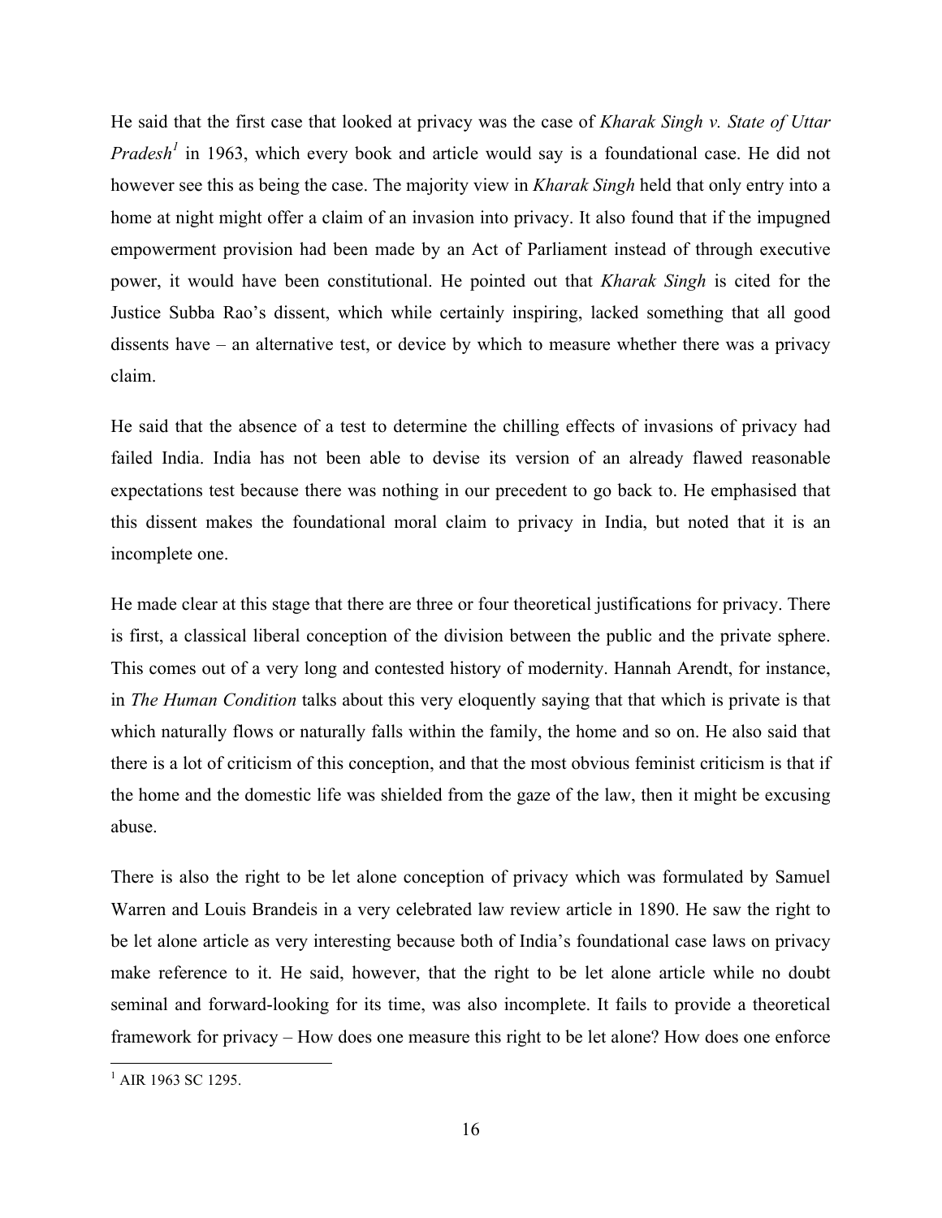He said that the first case that looked at privacy was the case of *Kharak Singh v. State of Uttar Pradesh*[1] in 1963, which every book and article would say is a foundational case. He did not however see this as being the case. The majority view in *Kharak Singh* held that only entry into a home at night might offer a claim of an invasion into privacy. It also found that if the impugned empowerment provision had been made by an Act of Parliament instead of through executive power, it would have been constitutional. He pointed out that *Kharak Singh* is cited for the Justice Subba Rao's dissent, which while certainly inspiring, lacked something that all good dissents have – an alternative test, or device by which to measure whether there was a privacy claim.

He said that the absence of a test to determine the chilling effects of invasions of privacy had failed India. India has not been able to devise its version of an already flawed reasonable expectations test because there was nothing in our precedent to go back to. He emphasised that this dissent makes the foundational moral claim to privacy in India, but noted that it is an incomplete one.

He made clear at this stage that there are three or four theoretical justifications for privacy. There is first, a classical liberal conception of the division between the public and the private sphere. This comes out of a very long and contested history of modernity. Hannah Arendt, for instance, in *The Human Condition* talks about this very eloquently saying that that which is private is that which naturally flows or naturally falls within the family, the home and so on. He also said that there is a lot of criticism of this conception, and that the most obvious feminist criticism is that if the home and the domestic life was shielded from the gaze of the law, then it might be excusing abuse.

There is also the right to be let alone conception of privacy which was formulated by Samuel Warren and Louis Brandeis in a very celebrated law review article in 1890. He saw the right to be let alone article as very interesting because both of India's foundational case laws on privacy make reference to it. He said, however, that the right to be let alone article while no doubt seminal and forward-looking for its time, was also incomplete. It fails to provide a theoretical framework for privacy – How does one measure this right to be let alone? How does one enforce

---

[1] AIR 1963 SC 1295.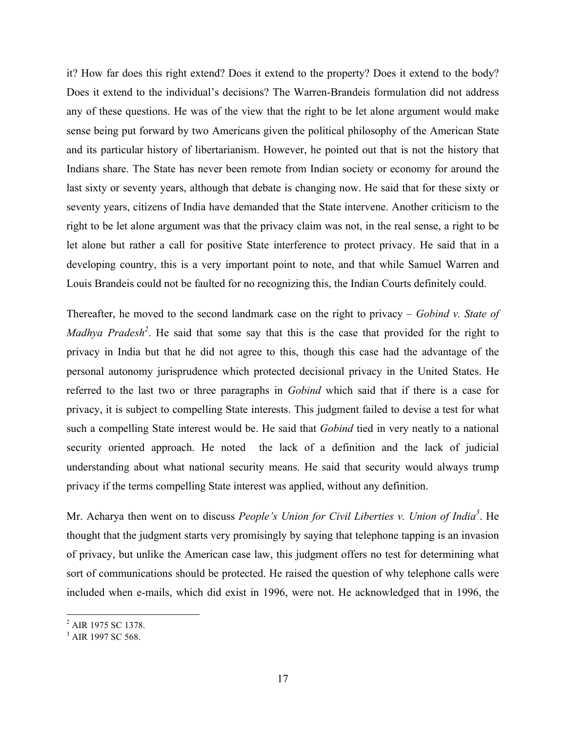it? How far does this right extend? Does it extend to the property? Does it extend to the body? Does it extend to the individual's decisions? The Warren-Brandeis formulation did not address any of these questions. He was of the view that the right to be let alone argument would make sense being put forward by two Americans given the political philosophy of the American State and its particular history of libertarianism. However, he pointed out that is not the history that Indians share. The State has never been remote from Indian society or economy for around the last sixty or seventy years, although that debate is changing now. He said that for these sixty or seventy years, citizens of India have demanded that the State intervene. Another criticism to the right to be let alone argument was that the privacy claim was not, in the real sense, a right to be let alone but rather a call for positive State interference to protect privacy. He said that in a developing country, this is a very important point to note, and that while Samuel Warren and Louis Brandeis could not be faulted for no recognizing this, the Indian Courts definitely could.

Thereafter, he moved to the second landmark case on the right to privacy – *Gobind v. State of Madhya Pradesh*[2]. He said that some say that this is the case that provided for the right to privacy in India but that he did not agree to this, though this case had the advantage of the personal autonomy jurisprudence which protected decisional privacy in the United States. He referred to the last two or three paragraphs in *Gobind* which said that if there is a case for privacy, it is subject to compelling State interests. This judgment failed to devise a test for what such a compelling State interest would be. He said that *Gobind* tied in very neatly to a national security oriented approach. He noted the lack of a definition and the lack of judicial understanding about what national security means. He said that security would always trump privacy if the terms compelling State interest was applied, without any definition.

Mr. Acharya then went on to discuss *People's Union for Civil Liberties v. Union of India*[3]. He thought that the judgment starts very promisingly by saying that telephone tapping is an invasion of privacy, but unlike the American case law, this judgment offers no test for determining what sort of communications should be protected. He raised the question of why telephone calls were included when e-mails, which did exist in 1996, were not. He acknowledged that in 1996, the

---

[2] AIR 1975 SC 1378.

[3] AIR 1997 SC 568.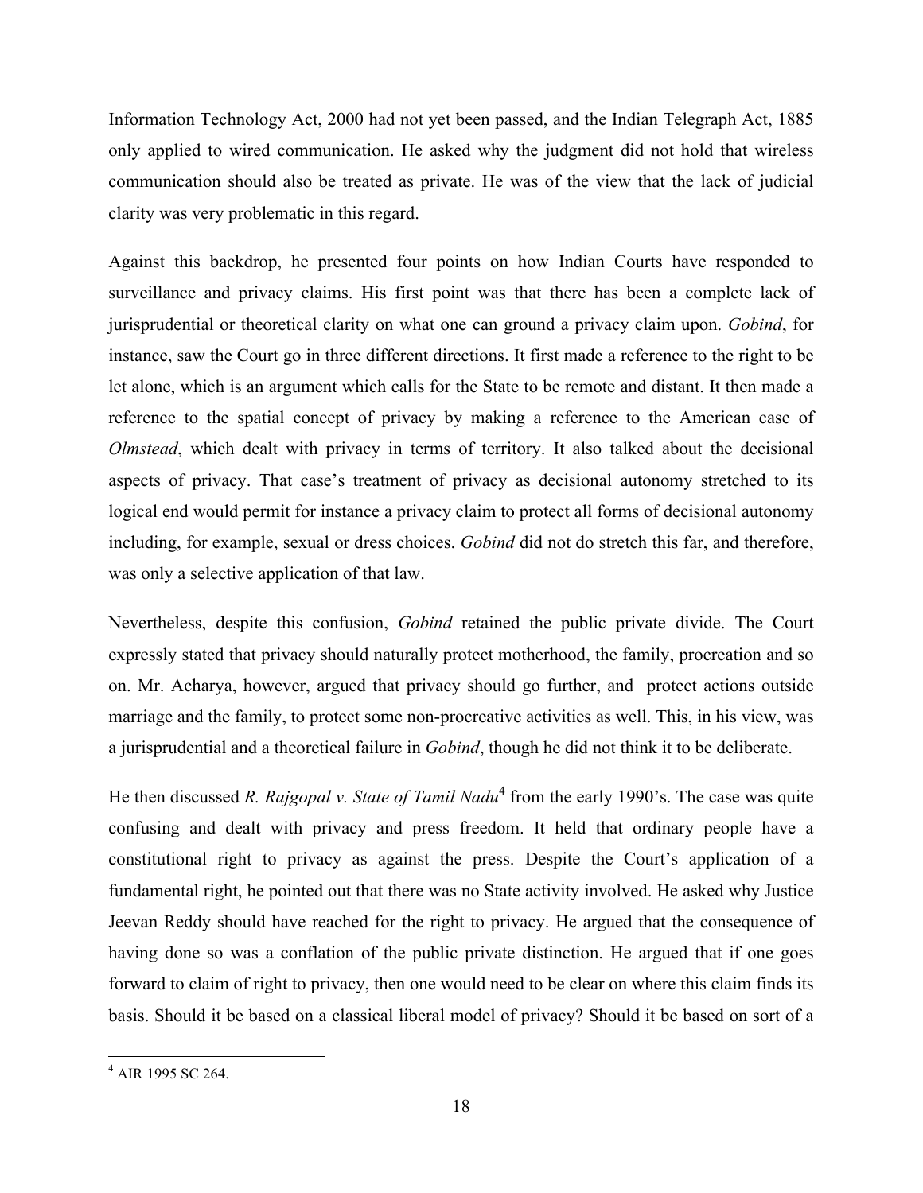Information Technology Act, 2000 had not yet been passed, and the Indian Telegraph Act, 1885 only applied to wired communication. He asked why the judgment did not hold that wireless communication should also be treated as private. He was of the view that the lack of judicial clarity was very problematic in this regard.

Against this backdrop, he presented four points on how Indian Courts have responded to surveillance and privacy claims. His first point was that there has been a complete lack of jurisprudential or theoretical clarity on what one can ground a privacy claim upon. *Gobind*, for instance, saw the Court go in three different directions. It first made a reference to the right to be let alone, which is an argument which calls for the State to be remote and distant. It then made a reference to the spatial concept of privacy by making a reference to the American case of *Olmstead*, which dealt with privacy in terms of territory. It also talked about the decisional aspects of privacy. That case's treatment of privacy as decisional autonomy stretched to its logical end would permit for instance a privacy claim to protect all forms of decisional autonomy including, for example, sexual or dress choices. *Gobind* did not do stretch this far, and therefore, was only a selective application of that law.

Nevertheless, despite this confusion, *Gobind* retained the public private divide. The Court expressly stated that privacy should naturally protect motherhood, the family, procreation and so on. Mr. Acharya, however, argued that privacy should go further, and protect actions outside marriage and the family, to protect some non-procreative activities as well. This, in his view, was a jurisprudential and a theoretical failure in *Gobind*, though he did not think it to be deliberate.

He then discussed *R. Rajgopal v. State of Tamil Nadu*[4] from the early 1990's. The case was quite confusing and dealt with privacy and press freedom. It held that ordinary people have a constitutional right to privacy as against the press. Despite the Court's application of a fundamental right, he pointed out that there was no State activity involved. He asked why Justice Jeevan Reddy should have reached for the right to privacy. He argued that the consequence of having done so was a conflation of the public private distinction. He argued that if one goes forward to claim of right to privacy, then one would need to be clear on where this claim finds its basis. Should it be based on a classical liberal model of privacy? Should it be based on sort of a

---

[4] AIR 1995 SC 264.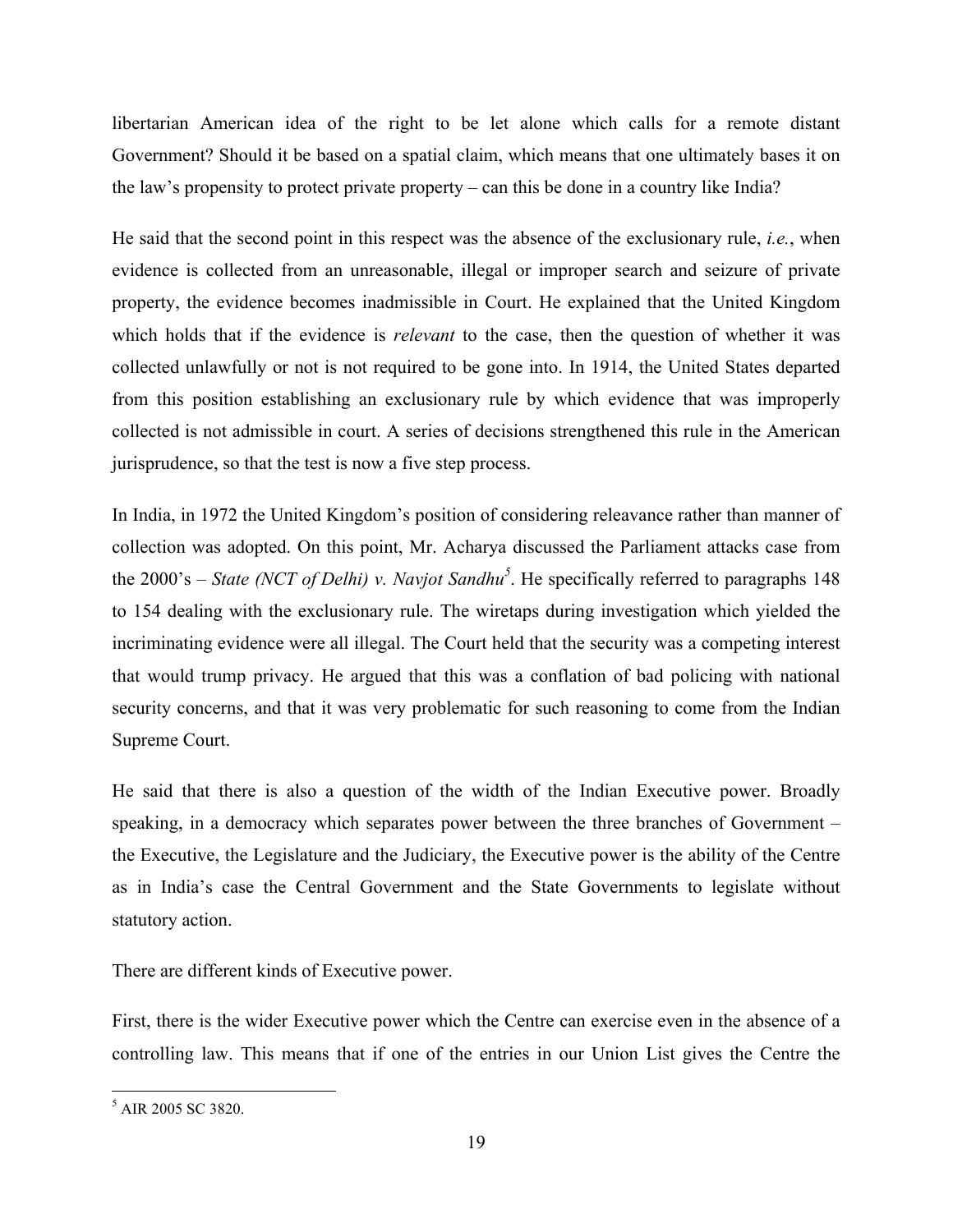libertarian American idea of the right to be let alone which calls for a remote distant Government? Should it be based on a spatial claim, which means that one ultimately bases it on the law's propensity to protect private property – can this be done in a country like India?

He said that the second point in this respect was the absence of the exclusionary rule, *i.e.*, when evidence is collected from an unreasonable, illegal or improper search and seizure of private property, the evidence becomes inadmissible in Court. He explained that the United Kingdom which holds that if the evidence is *relevant* to the case, then the question of whether it was collected unlawfully or not is not required to be gone into. In 1914, the United States departed from this position establishing an exclusionary rule by which evidence that was improperly collected is not admissible in court. A series of decisions strengthened this rule in the American jurisprudence, so that the test is now a five step process.

In India, in 1972 the United Kingdom's position of considering releavance rather than manner of collection was adopted. On this point, Mr. Acharya discussed the Parliament attacks case from the 2000's – *State (NCT of Delhi) v. Navjot Sandhu*[5]. He specifically referred to paragraphs 148 to 154 dealing with the exclusionary rule. The wiretaps during investigation which yielded the incriminating evidence were all illegal. The Court held that the security was a competing interest that would trump privacy. He argued that this was a conflation of bad policing with national security concerns, and that it was very problematic for such reasoning to come from the Indian Supreme Court.

He said that there is also a question of the width of the Indian Executive power. Broadly speaking, in a democracy which separates power between the three branches of Government – the Executive, the Legislature and the Judiciary, the Executive power is the ability of the Centre as in India's case the Central Government and the State Governments to legislate without statutory action.

There are different kinds of Executive power.

First, there is the wider Executive power which the Centre can exercise even in the absence of a controlling law. This means that if one of the entries in our Union List gives the Centre the

[5] AIR 2005 SC 3820.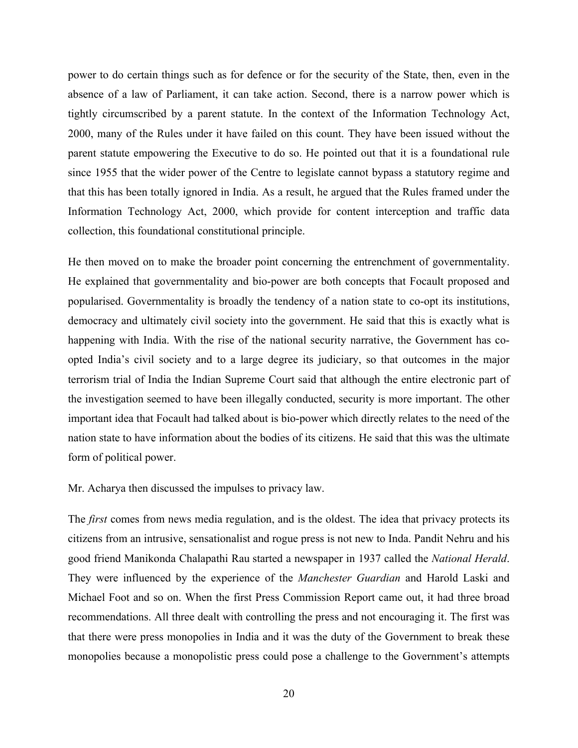power to do certain things such as for defence or for the security of the State, then, even in the absence of a law of Parliament, it can take action. Second, there is a narrow power which is tightly circumscribed by a parent statute. In the context of the Information Technology Act, 2000, many of the Rules under it have failed on this count. They have been issued without the parent statute empowering the Executive to do so. He pointed out that it is a foundational rule since 1955 that the wider power of the Centre to legislate cannot bypass a statutory regime and that this has been totally ignored in India. As a result, he argued that the Rules framed under the Information Technology Act, 2000, which provide for content interception and traffic data collection, this foundational constitutional principle.

He then moved on to make the broader point concerning the entrenchment of governmentality. He explained that governmentality and bio-power are both concepts that Focault proposed and popularised. Governmentality is broadly the tendency of a nation state to co-opt its institutions, democracy and ultimately civil society into the government. He said that this is exactly what is happening with India. With the rise of the national security narrative, the Government has co-opted India's civil society and to a large degree its judiciary, so that outcomes in the major terrorism trial of India the Indian Supreme Court said that although the entire electronic part of the investigation seemed to have been illegally conducted, security is more important. The other important idea that Focault had talked about is bio-power which directly relates to the need of the nation state to have information about the bodies of its citizens. He said that this was the ultimate form of political power.

Mr. Acharya then discussed the impulses to privacy law.

The *first* comes from news media regulation, and is the oldest. The idea that privacy protects its citizens from an intrusive, sensationalist and rogue press is not new to Inda. Pandit Nehru and his good friend Manikonda Chalapathi Rau started a newspaper in 1937 called the *National Herald*. They were influenced by the experience of the *Manchester Guardian* and Harold Laski and Michael Foot and so on. When the first Press Commission Report came out, it had three broad recommendations. All three dealt with controlling the press and not encouraging it. The first was that there were press monopolies in India and it was the duty of the Government to break these monopolies because a monopolistic press could pose a challenge to the Government's attempts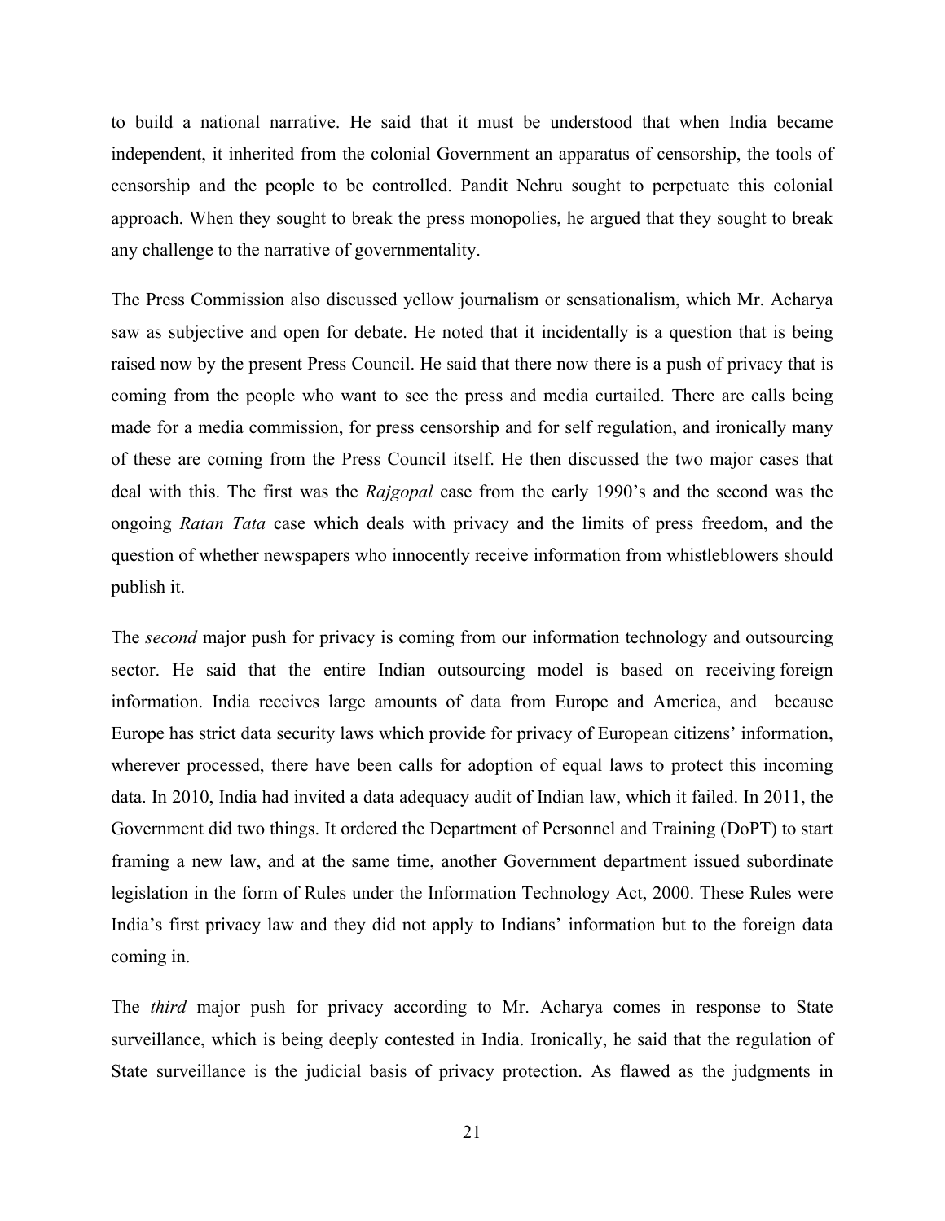to build a national narrative. He said that it must be understood that when India became independent, it inherited from the colonial Government an apparatus of censorship, the tools of censorship and the people to be controlled. Pandit Nehru sought to perpetuate this colonial approach. When they sought to break the press monopolies, he argued that they sought to break any challenge to the narrative of governmentality.

The Press Commission also discussed yellow journalism or sensationalism, which Mr. Acharya saw as subjective and open for debate. He noted that it incidentally is a question that is being raised now by the present Press Council. He said that there now there is a push of privacy that is coming from the people who want to see the press and media curtailed. There are calls being made for a media commission, for press censorship and for self regulation, and ironically many of these are coming from the Press Council itself. He then discussed the two major cases that deal with this. The first was the *Rajgopal* case from the early 1990's and the second was the ongoing *Ratan Tata* case which deals with privacy and the limits of press freedom, and the question of whether newspapers who innocently receive information from whistleblowers should publish it.

The *second* major push for privacy is coming from our information technology and outsourcing sector. He said that the entire Indian outsourcing model is based on receiving foreign information. India receives large amounts of data from Europe and America, and because Europe has strict data security laws which provide for privacy of European citizens' information, wherever processed, there have been calls for adoption of equal laws to protect this incoming data. In 2010, India had invited a data adequacy audit of Indian law, which it failed. In 2011, the Government did two things. It ordered the Department of Personnel and Training (DoPT) to start framing a new law, and at the same time, another Government department issued subordinate legislation in the form of Rules under the Information Technology Act, 2000. These Rules were India's first privacy law and they did not apply to Indians' information but to the foreign data coming in.

The *third* major push for privacy according to Mr. Acharya comes in response to State surveillance, which is being deeply contested in India. Ironically, he said that the regulation of State surveillance is the judicial basis of privacy protection. As flawed as the judgments in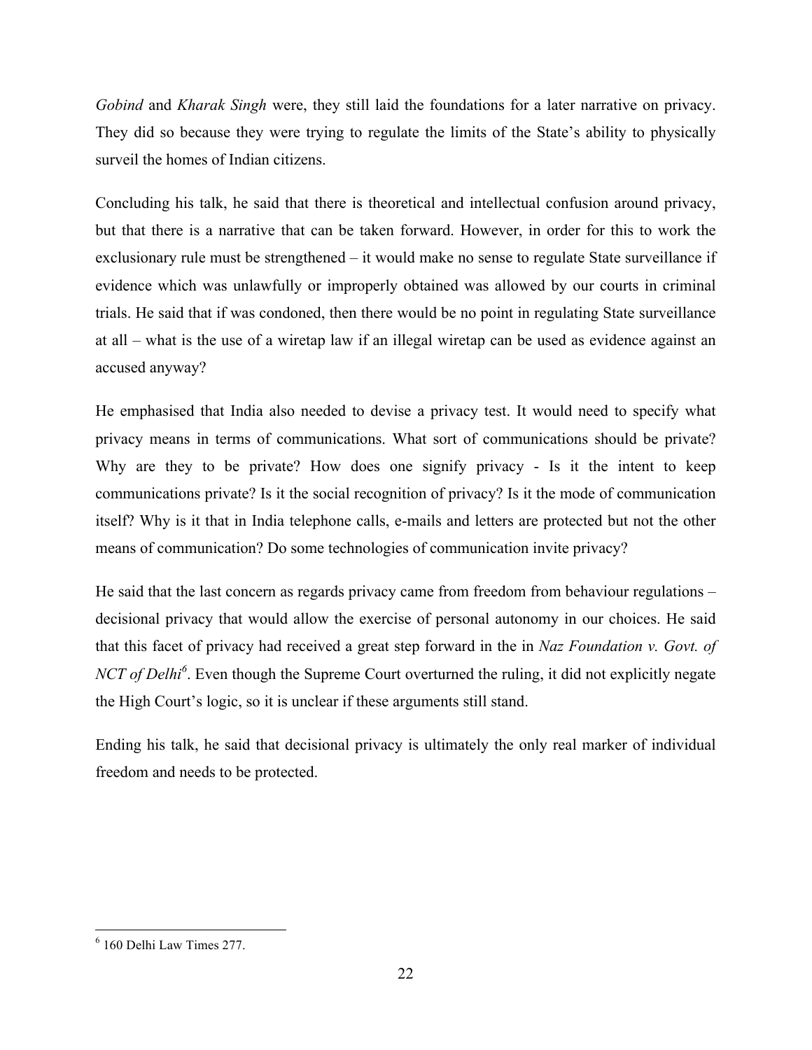*Gobind* and *Kharak Singh* were, they still laid the foundations for a later narrative on privacy. They did so because they were trying to regulate the limits of the State's ability to physically surveil the homes of Indian citizens.

Concluding his talk, he said that there is theoretical and intellectual confusion around privacy, but that there is a narrative that can be taken forward. However, in order for this to work the exclusionary rule must be strengthened – it would make no sense to regulate State surveillance if evidence which was unlawfully or improperly obtained was allowed by our courts in criminal trials. He said that if was condoned, then there would be no point in regulating State surveillance at all – what is the use of a wiretap law if an illegal wiretap can be used as evidence against an accused anyway?

He emphasised that India also needed to devise a privacy test. It would need to specify what privacy means in terms of communications. What sort of communications should be private? Why are they to be private? How does one signify privacy - Is it the intent to keep communications private? Is it the social recognition of privacy? Is it the mode of communication itself? Why is it that in India telephone calls, e-mails and letters are protected but not the other means of communication? Do some technologies of communication invite privacy?

He said that the last concern as regards privacy came from freedom from behaviour regulations – decisional privacy that would allow the exercise of personal autonomy in our choices. He said that this facet of privacy had received a great step forward in the in *Naz Foundation v. Govt. of NCT of Delhi*[6]. Even though the Supreme Court overturned the ruling, it did not explicitly negate the High Court's logic, so it is unclear if these arguments still stand.

Ending his talk, he said that decisional privacy is ultimately the only real marker of individual freedom and needs to be protected.

---

[6] 160 Delhi Law Times 277.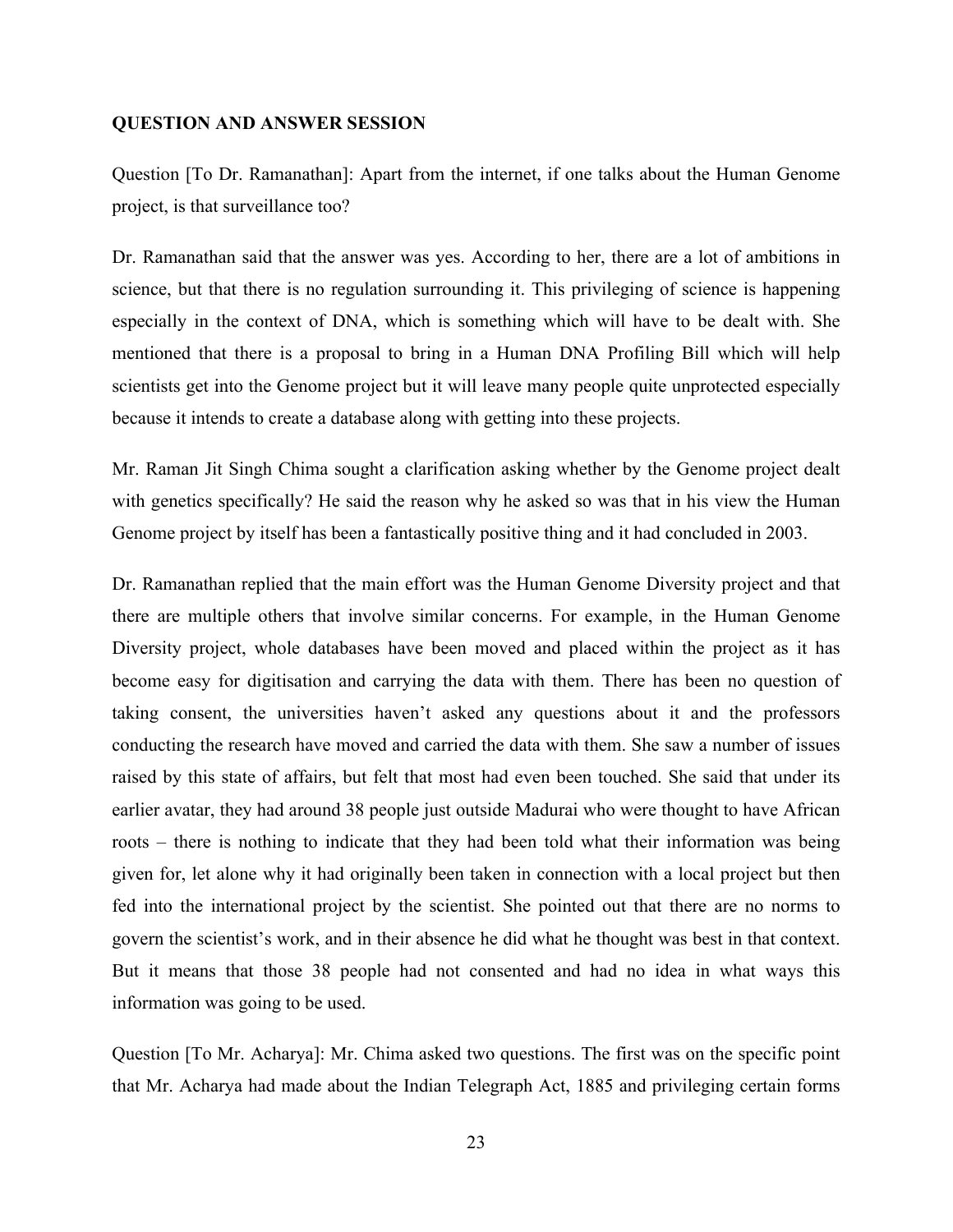**QUESTION AND ANSWER SESSION**

Question [To Dr. Ramanathan]: Apart from the internet, if one talks about the Human Genome project, is that surveillance too?

Dr. Ramanathan said that the answer was yes. According to her, there are a lot of ambitions in science, but that there is no regulation surrounding it. This privileging of science is happening especially in the context of DNA, which is something which will have to be dealt with. She mentioned that there is a proposal to bring in a Human DNA Profiling Bill which will help scientists get into the Genome project but it will leave many people quite unprotected especially because it intends to create a database along with getting into these projects.

Mr. Raman Jit Singh Chima sought a clarification asking whether by the Genome project dealt with genetics specifically? He said the reason why he asked so was that in his view the Human Genome project by itself has been a fantastically positive thing and it had concluded in 2003.

Dr. Ramanathan replied that the main effort was the Human Genome Diversity project and that there are multiple others that involve similar concerns. For example, in the Human Genome Diversity project, whole databases have been moved and placed within the project as it has become easy for digitisation and carrying the data with them. There has been no question of taking consent, the universities haven't asked any questions about it and the professors conducting the research have moved and carried the data with them. She saw a number of issues raised by this state of affairs, but felt that most had even been touched. She said that under its earlier avatar, they had around 38 people just outside Madurai who were thought to have African roots – there is nothing to indicate that they had been told what their information was being given for, let alone why it had originally been taken in connection with a local project but then fed into the international project by the scientist. She pointed out that there are no norms to govern the scientist's work, and in their absence he did what he thought was best in that context. But it means that those 38 people had not consented and had no idea in what ways this information was going to be used.

Question [To Mr. Acharya]: Mr. Chima asked two questions. The first was on the specific point that Mr. Acharya had made about the Indian Telegraph Act, 1885 and privileging certain forms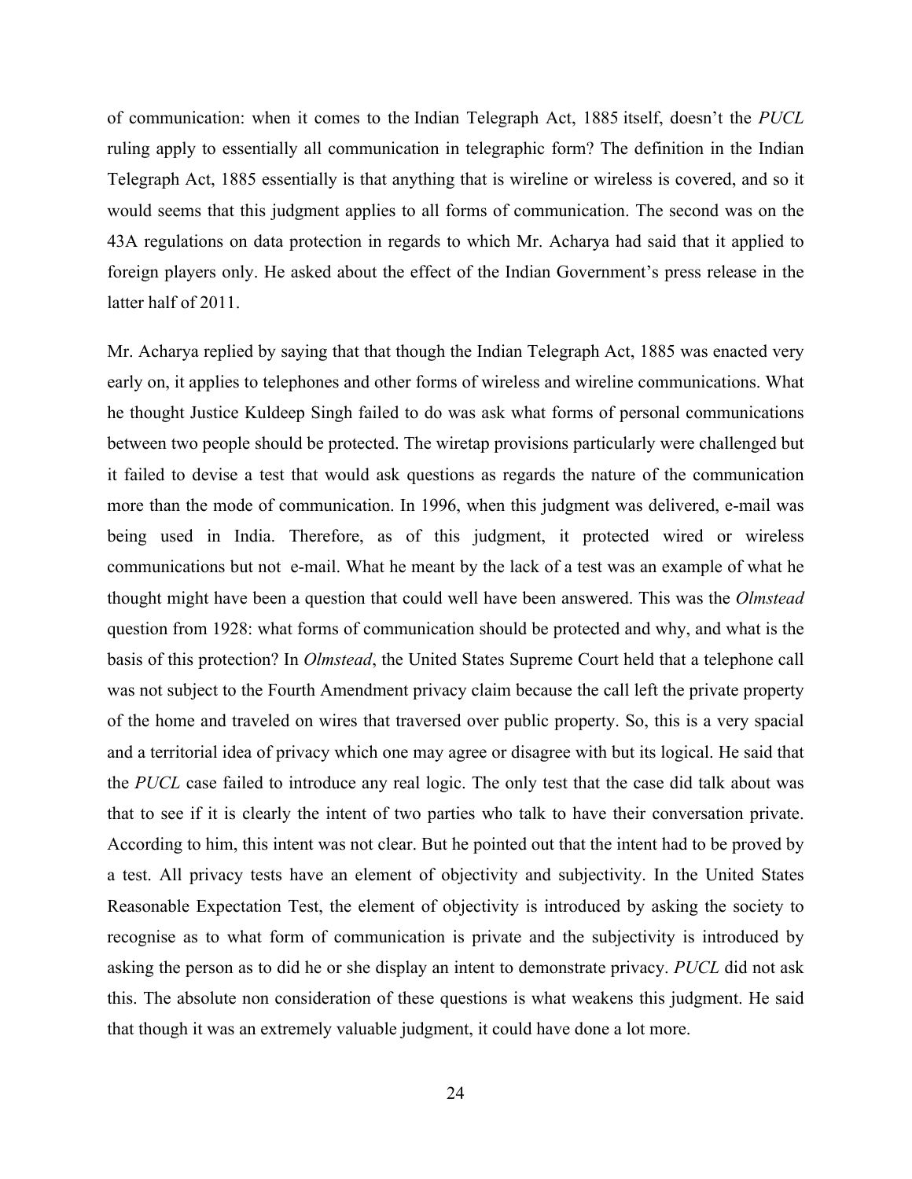of communication: when it comes to the Indian Telegraph Act, 1885 itself, doesn't the *PUCL* ruling apply to essentially all communication in telegraphic form? The definition in the Indian Telegraph Act, 1885 essentially is that anything that is wireline or wireless is covered, and so it would seems that this judgment applies to all forms of communication. The second was on the 43A regulations on data protection in regards to which Mr. Acharya had said that it applied to foreign players only. He asked about the effect of the Indian Government's press release in the latter half of 2011.

Mr. Acharya replied by saying that that though the Indian Telegraph Act, 1885 was enacted very early on, it applies to telephones and other forms of wireless and wireline communications. What he thought Justice Kuldeep Singh failed to do was ask what forms of personal communications between two people should be protected. The wiretap provisions particularly were challenged but it failed to devise a test that would ask questions as regards the nature of the communication more than the mode of communication. In 1996, when this judgment was delivered, e-mail was being used in India. Therefore, as of this judgment, it protected wired or wireless communications but not e-mail. What he meant by the lack of a test was an example of what he thought might have been a question that could well have been answered. This was the *Olmstead* question from 1928: what forms of communication should be protected and why, and what is the basis of this protection? In *Olmstead*, the United States Supreme Court held that a telephone call was not subject to the Fourth Amendment privacy claim because the call left the private property of the home and traveled on wires that traversed over public property. So, this is a very spacial and a territorial idea of privacy which one may agree or disagree with but its logical. He said that the *PUCL* case failed to introduce any real logic. The only test that the case did talk about was that to see if it is clearly the intent of two parties who talk to have their conversation private. According to him, this intent was not clear. But he pointed out that the intent had to be proved by a test. All privacy tests have an element of objectivity and subjectivity. In the United States Reasonable Expectation Test, the element of objectivity is introduced by asking the society to recognise as to what form of communication is private and the subjectivity is introduced by asking the person as to did he or she display an intent to demonstrate privacy. *PUCL* did not ask this. The absolute non consideration of these questions is what weakens this judgment. He said that though it was an extremely valuable judgment, it could have done a lot more.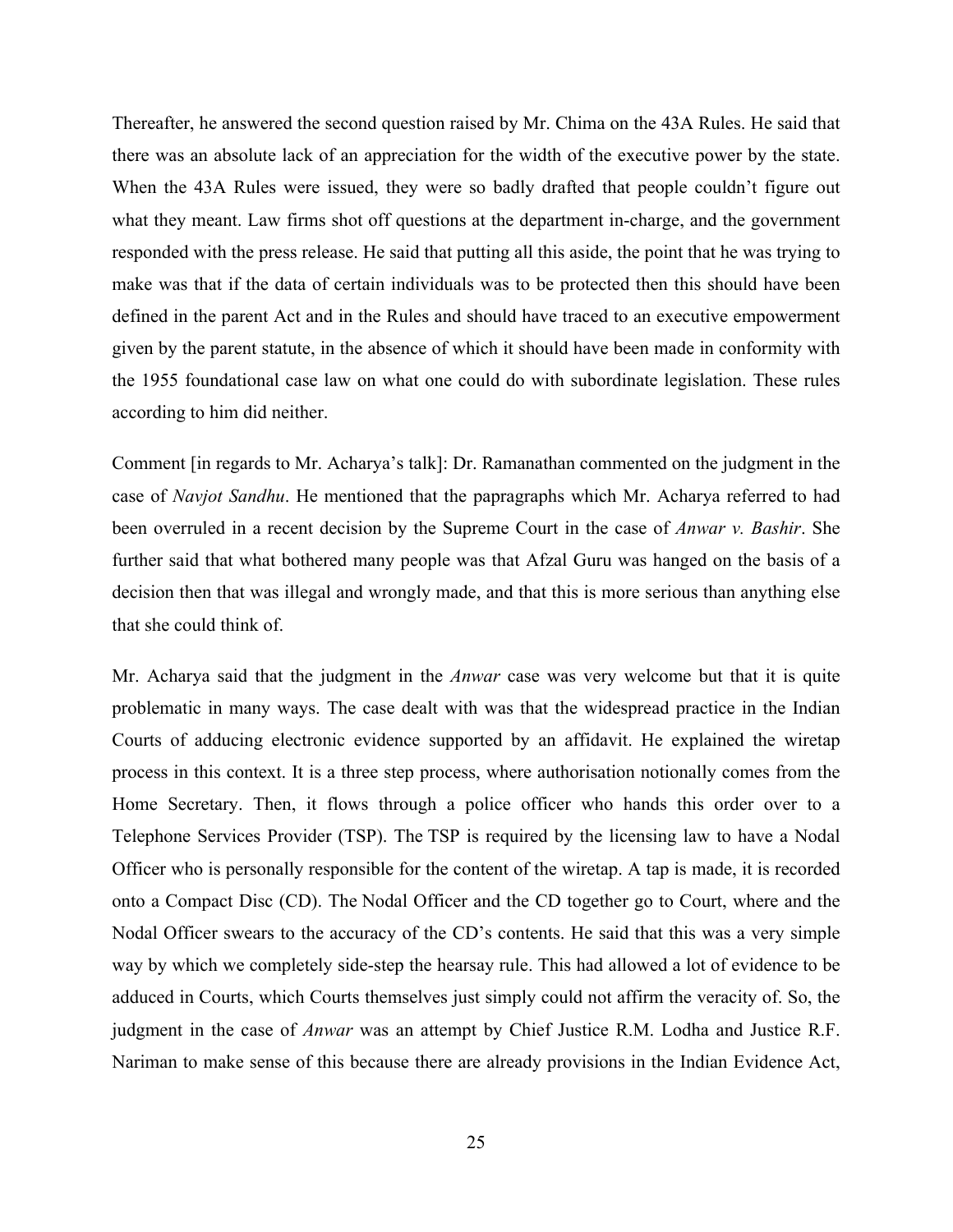Thereafter, he answered the second question raised by Mr. Chima on the 43A Rules. He said that there was an absolute lack of an appreciation for the width of the executive power by the state. When the 43A Rules were issued, they were so badly drafted that people couldn't figure out what they meant. Law firms shot off questions at the department in-charge, and the government responded with the press release. He said that putting all this aside, the point that he was trying to make was that if the data of certain individuals was to be protected then this should have been defined in the parent Act and in the Rules and should have traced to an executive empowerment given by the parent statute, in the absence of which it should have been made in conformity with the 1955 foundational case law on what one could do with subordinate legislation. These rules according to him did neither.

Comment [in regards to Mr. Acharya's talk]: Dr. Ramanathan commented on the judgment in the case of *Navjot Sandhu*. He mentioned that the papragraphs which Mr. Acharya referred to had been overruled in a recent decision by the Supreme Court in the case of *Anwar v. Bashir*. She further said that what bothered many people was that Afzal Guru was hanged on the basis of a decision then that was illegal and wrongly made, and that this is more serious than anything else that she could think of.

Mr. Acharya said that the judgment in the *Anwar* case was very welcome but that it is quite problematic in many ways. The case dealt with was that the widespread practice in the Indian Courts of adducing electronic evidence supported by an affidavit. He explained the wiretap process in this context. It is a three step process, where authorisation notionally comes from the Home Secretary. Then, it flows through a police officer who hands this order over to a Telephone Services Provider (TSP). The TSP is required by the licensing law to have a Nodal Officer who is personally responsible for the content of the wiretap. A tap is made, it is recorded onto a Compact Disc (CD). The Nodal Officer and the CD together go to Court, where and the Nodal Officer swears to the accuracy of the CD's contents. He said that this was a very simple way by which we completely side-step the hearsay rule. This had allowed a lot of evidence to be adduced in Courts, which Courts themselves just simply could not affirm the veracity of. So, the judgment in the case of *Anwar* was an attempt by Chief Justice R.M. Lodha and Justice R.F. Nariman to make sense of this because there are already provisions in the Indian Evidence Act,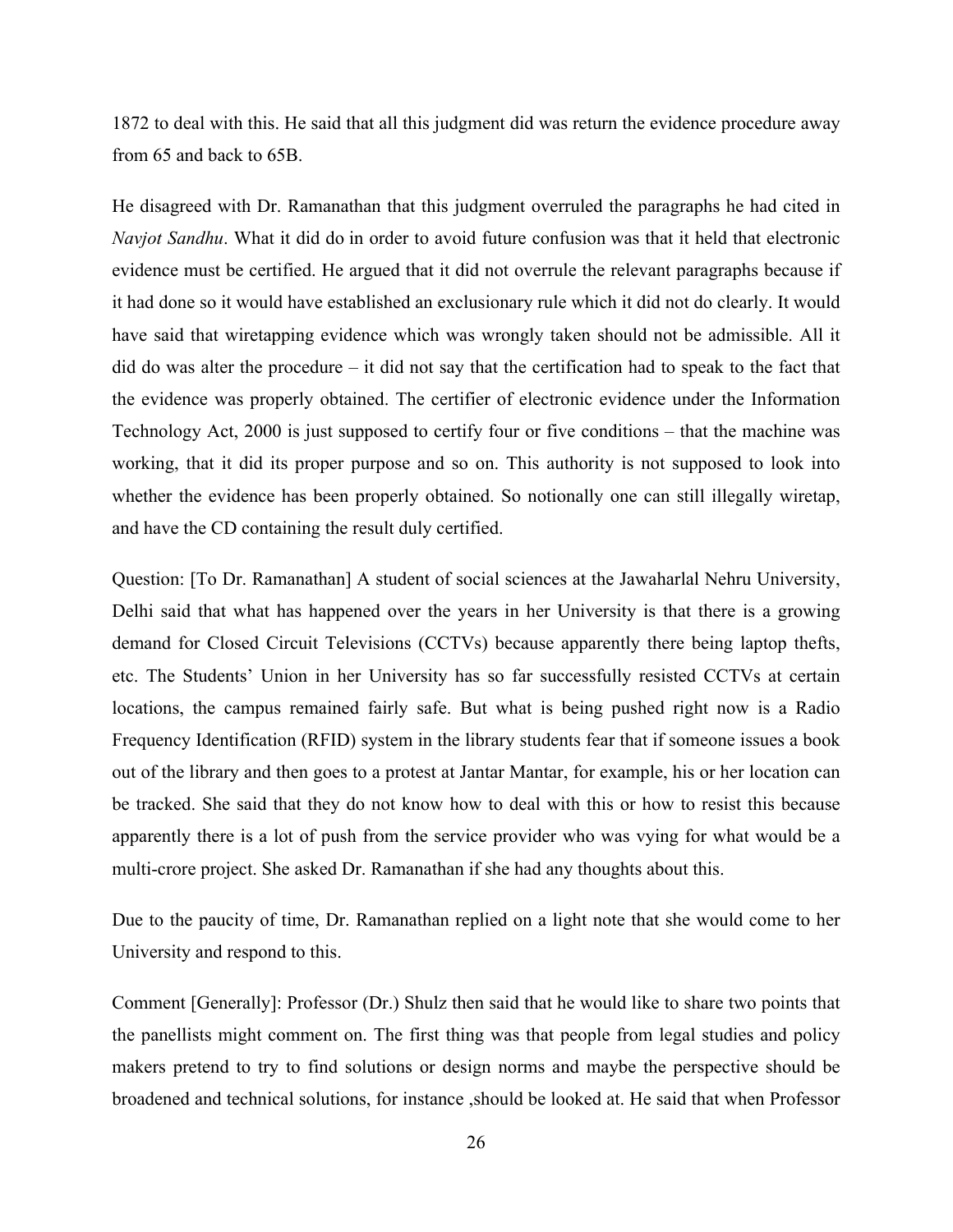1872 to deal with this. He said that all this judgment did was return the evidence procedure away from 65 and back to 65B.

He disagreed with Dr. Ramanathan that this judgment overruled the paragraphs he had cited in *Navjot Sandhu*. What it did do in order to avoid future confusion was that it held that electronic evidence must be certified. He argued that it did not overrule the relevant paragraphs because if it had done so it would have established an exclusionary rule which it did not do clearly. It would have said that wiretapping evidence which was wrongly taken should not be admissible. All it did do was alter the procedure – it did not say that the certification had to speak to the fact that the evidence was properly obtained. The certifier of electronic evidence under the Information Technology Act, 2000 is just supposed to certify four or five conditions – that the machine was working, that it did its proper purpose and so on. This authority is not supposed to look into whether the evidence has been properly obtained. So notionally one can still illegally wiretap, and have the CD containing the result duly certified.

Question: [To Dr. Ramanathan] A student of social sciences at the Jawaharlal Nehru University, Delhi said that what has happened over the years in her University is that there is a growing demand for Closed Circuit Televisions (CCTVs) because apparently there being laptop thefts, etc. The Students' Union in her University has so far successfully resisted CCTVs at certain locations, the campus remained fairly safe. But what is being pushed right now is a Radio Frequency Identification (RFID) system in the library students fear that if someone issues a book out of the library and then goes to a protest at Jantar Mantar, for example, his or her location can be tracked. She said that they do not know how to deal with this or how to resist this because apparently there is a lot of push from the service provider who was vying for what would be a multi-crore project. She asked Dr. Ramanathan if she had any thoughts about this.

Due to the paucity of time, Dr. Ramanathan replied on a light note that she would come to her University and respond to this.

Comment [Generally]: Professor (Dr.) Shulz then said that he would like to share two points that the panellists might comment on. The first thing was that people from legal studies and policy makers pretend to try to find solutions or design norms and maybe the perspective should be broadened and technical solutions, for instance ,should be looked at. He said that when Professor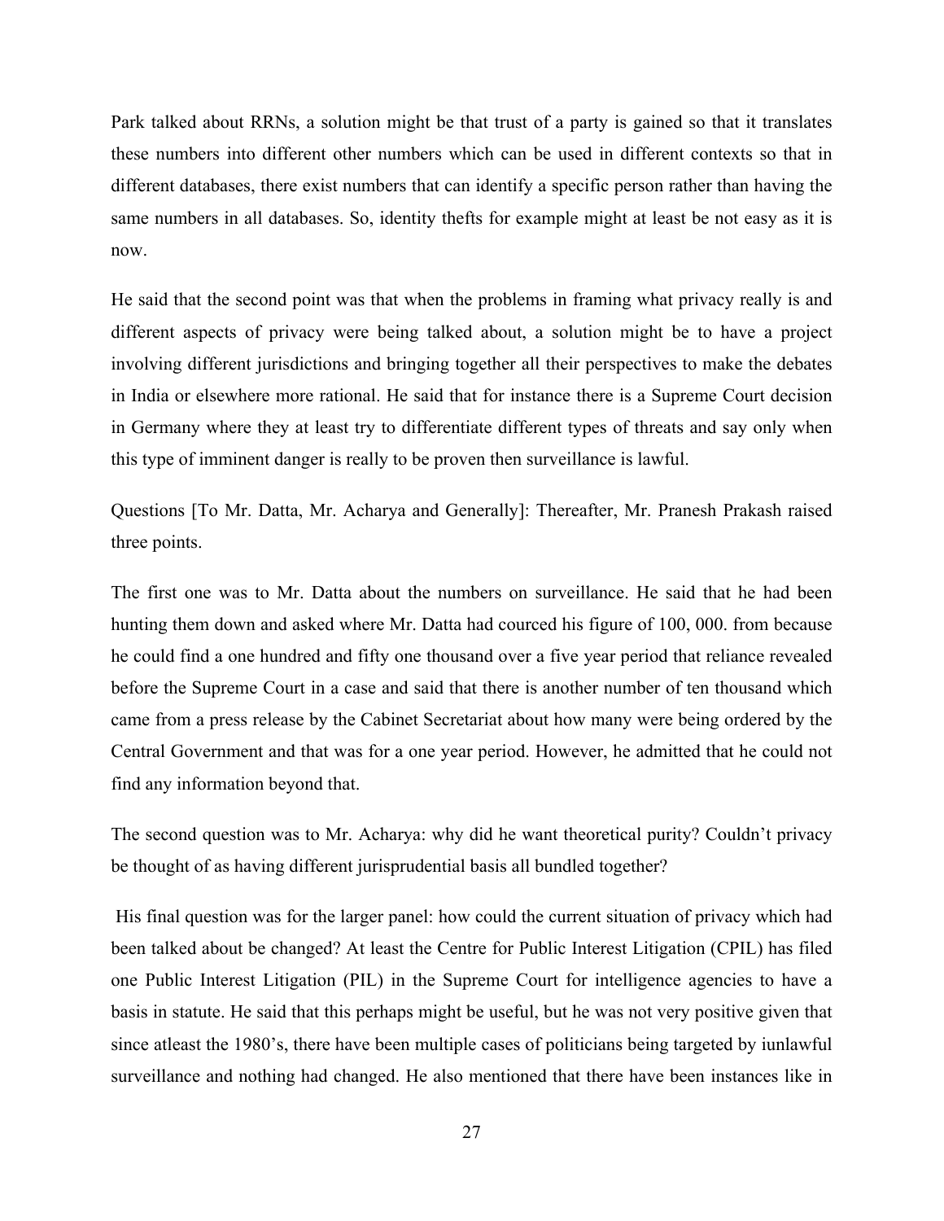Park talked about RRNs, a solution might be that trust of a party is gained so that it translates these numbers into different other numbers which can be used in different contexts so that in different databases, there exist numbers that can identify a specific person rather than having the same numbers in all databases. So, identity thefts for example might at least be not easy as it is now.

He said that the second point was that when the problems in framing what privacy really is and different aspects of privacy were being talked about, a solution might be to have a project involving different jurisdictions and bringing together all their perspectives to make the debates in India or elsewhere more rational. He said that for instance there is a Supreme Court decision in Germany where they at least try to differentiate different types of threats and say only when this type of imminent danger is really to be proven then surveillance is lawful.

Questions [To Mr. Datta, Mr. Acharya and Generally]: Thereafter, Mr. Pranesh Prakash raised three points.

The first one was to Mr. Datta about the numbers on surveillance. He said that he had been hunting them down and asked where Mr. Datta had courced his figure of 100, 000. from because he could find a one hundred and fifty one thousand over a five year period that reliance revealed before the Supreme Court in a case and said that there is another number of ten thousand which came from a press release by the Cabinet Secretariat about how many were being ordered by the Central Government and that was for a one year period. However, he admitted that he could not find any information beyond that.

The second question was to Mr. Acharya: why did he want theoretical purity? Couldn't privacy be thought of as having different jurisprudential basis all bundled together?

His final question was for the larger panel: how could the current situation of privacy which had been talked about be changed? At least the Centre for Public Interest Litigation (CPIL) has filed one Public Interest Litigation (PIL) in the Supreme Court for intelligence agencies to have a basis in statute. He said that this perhaps might be useful, but he was not very positive given that since atleast the 1980's, there have been multiple cases of politicians being targeted by iunlawful surveillance and nothing had changed. He also mentioned that there have been instances like in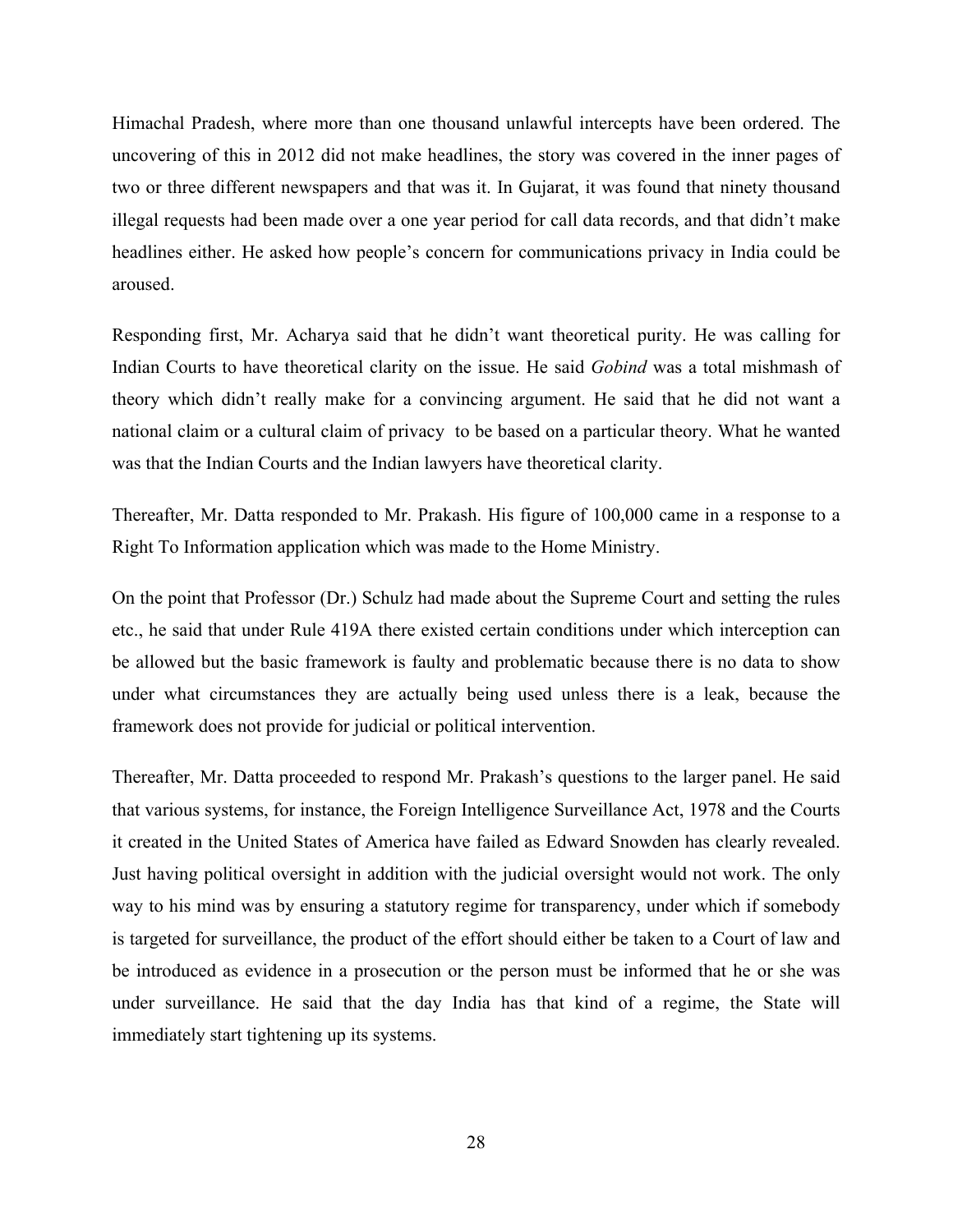Himachal Pradesh, where more than one thousand unlawful intercepts have been ordered. The uncovering of this in 2012 did not make headlines, the story was covered in the inner pages of two or three different newspapers and that was it. In Gujarat, it was found that ninety thousand illegal requests had been made over a one year period for call data records, and that didn't make headlines either. He asked how people's concern for communications privacy in India could be aroused.

Responding first, Mr. Acharya said that he didn't want theoretical purity. He was calling for Indian Courts to have theoretical clarity on the issue. He said *Gobind* was a total mishmash of theory which didn't really make for a convincing argument. He said that he did not want a national claim or a cultural claim of privacy to be based on a particular theory. What he wanted was that the Indian Courts and the Indian lawyers have theoretical clarity.

Thereafter, Mr. Datta responded to Mr. Prakash. His figure of 100,000 came in a response to a Right To Information application which was made to the Home Ministry.

On the point that Professor (Dr.) Schulz had made about the Supreme Court and setting the rules etc., he said that under Rule 419A there existed certain conditions under which interception can be allowed but the basic framework is faulty and problematic because there is no data to show under what circumstances they are actually being used unless there is a leak, because the framework does not provide for judicial or political intervention.

Thereafter, Mr. Datta proceeded to respond Mr. Prakash's questions to the larger panel. He said that various systems, for instance, the Foreign Intelligence Surveillance Act, 1978 and the Courts it created in the United States of America have failed as Edward Snowden has clearly revealed. Just having political oversight in addition with the judicial oversight would not work. The only way to his mind was by ensuring a statutory regime for transparency, under which if somebody is targeted for surveillance, the product of the effort should either be taken to a Court of law and be introduced as evidence in a prosecution or the person must be informed that he or she was under surveillance. He said that the day India has that kind of a regime, the State will immediately start tightening up its systems.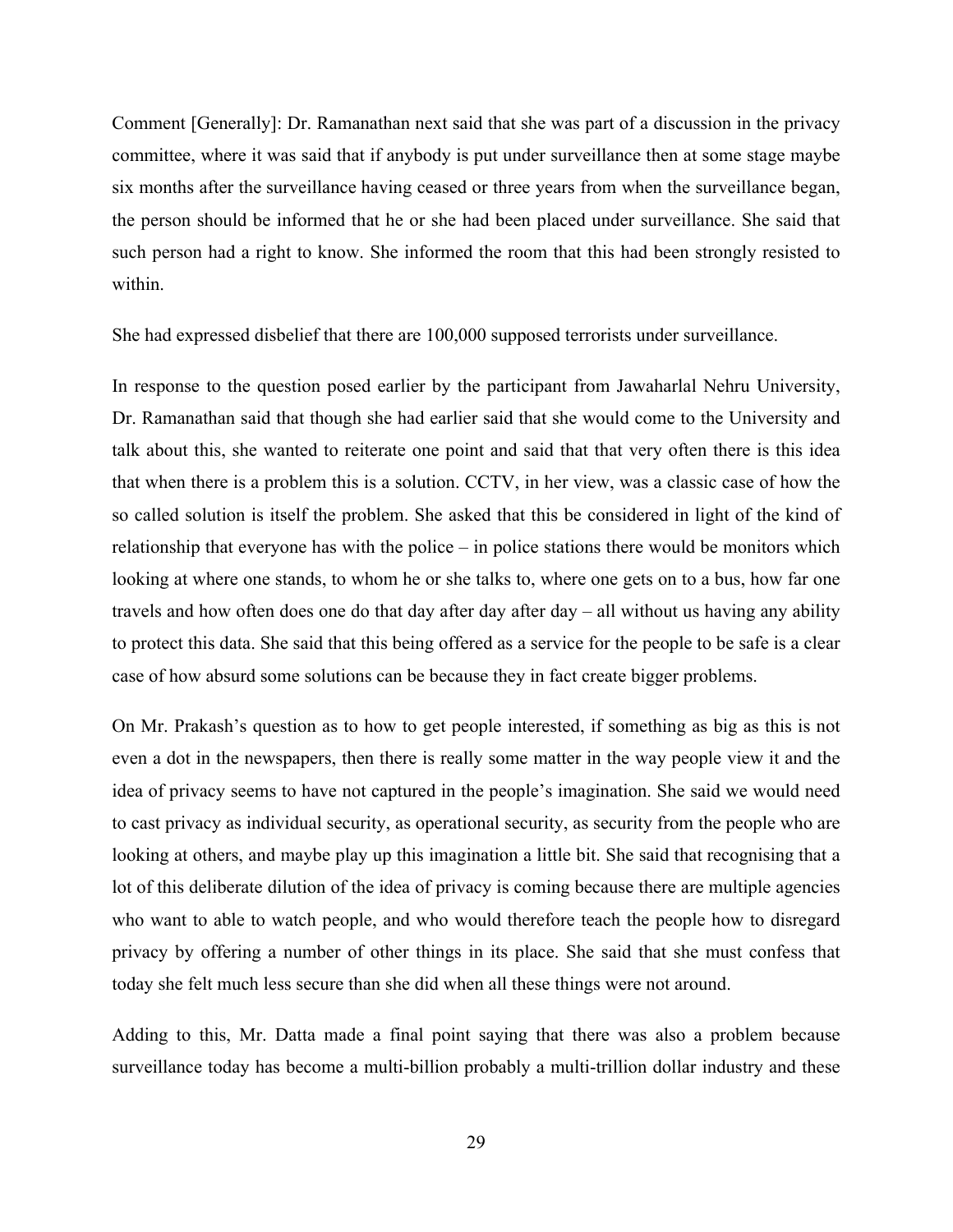Comment [Generally]: Dr. Ramanathan next said that she was part of a discussion in the privacy committee, where it was said that if anybody is put under surveillance then at some stage maybe six months after the surveillance having ceased or three years from when the surveillance began, the person should be informed that he or she had been placed under surveillance. She said that such person had a right to know. She informed the room that this had been strongly resisted to within.

She had expressed disbelief that there are 100,000 supposed terrorists under surveillance.

In response to the question posed earlier by the participant from Jawaharlal Nehru University, Dr. Ramanathan said that though she had earlier said that she would come to the University and talk about this, she wanted to reiterate one point and said that that very often there is this idea that when there is a problem this is a solution. CCTV, in her view, was a classic case of how the so called solution is itself the problem. She asked that this be considered in light of the kind of relationship that everyone has with the police – in police stations there would be monitors which looking at where one stands, to whom he or she talks to, where one gets on to a bus, how far one travels and how often does one do that day after day after day – all without us having any ability to protect this data. She said that this being offered as a service for the people to be safe is a clear case of how absurd some solutions can be because they in fact create bigger problems.

On Mr. Prakash's question as to how to get people interested, if something as big as this is not even a dot in the newspapers, then there is really some matter in the way people view it and the idea of privacy seems to have not captured in the people's imagination. She said we would need to cast privacy as individual security, as operational security, as security from the people who are looking at others, and maybe play up this imagination a little bit. She said that recognising that a lot of this deliberate dilution of the idea of privacy is coming because there are multiple agencies who want to able to watch people, and who would therefore teach the people how to disregard privacy by offering a number of other things in its place. She said that she must confess that today she felt much less secure than she did when all these things were not around.

Adding to this, Mr. Datta made a final point saying that there was also a problem because surveillance today has become a multi-billion probably a multi-trillion dollar industry and these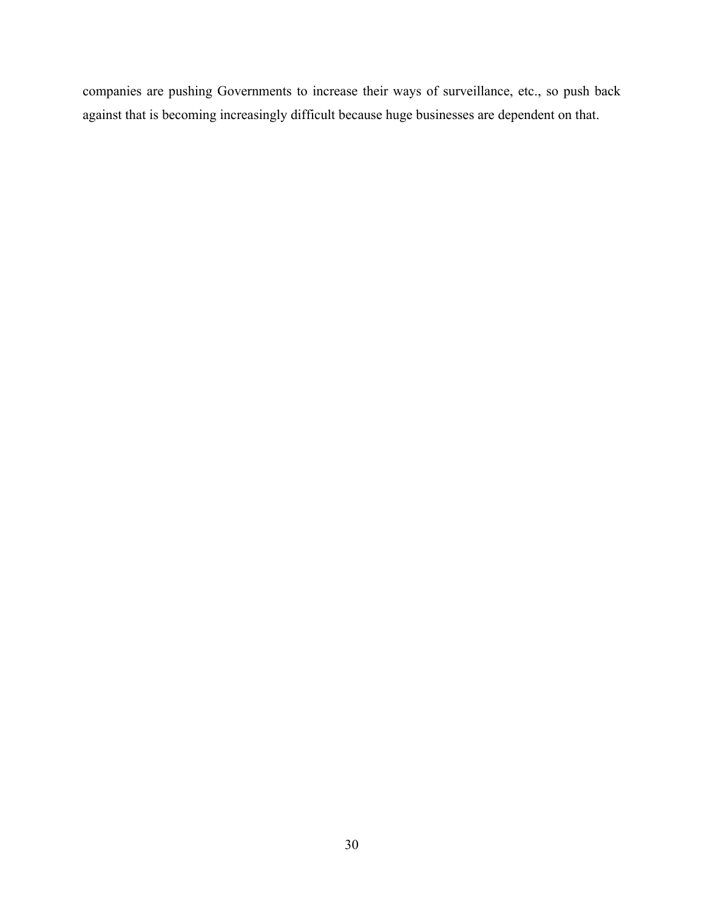companies are pushing Governments to increase their ways of surveillance, etc., so push back against that is becoming increasingly difficult because huge businesses are dependent on that.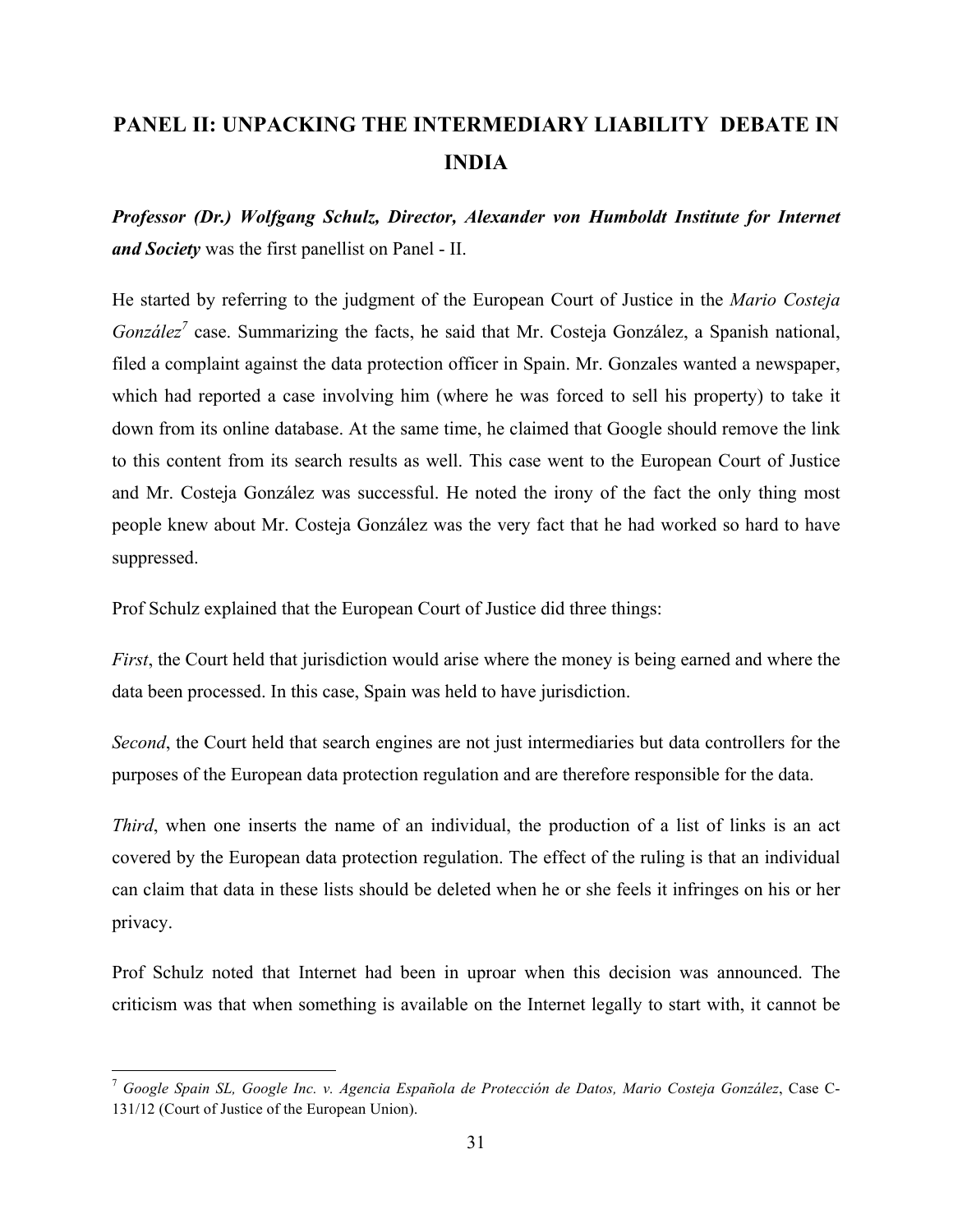## PANEL II: UNPACKING THE INTERMEDIARY LIABILITY DEBATE IN INDIA

***Professor (Dr.) Wolfgang Schulz, Director, Alexander von Humboldt Institute for Internet and Society*** was the first panellist on Panel - II.

He started by referring to the judgment of the European Court of Justice in the *Mario Costeja González*[7] case. Summarizing the facts, he said that Mr. Costeja González, a Spanish national, filed a complaint against the data protection officer in Spain. Mr. Gonzales wanted a newspaper, which had reported a case involving him (where he was forced to sell his property) to take it down from its online database. At the same time, he claimed that Google should remove the link to this content from its search results as well. This case went to the European Court of Justice and Mr. Costeja González was successful. He noted the irony of the fact the only thing most people knew about Mr. Costeja González was the very fact that he had worked so hard to have suppressed.

Prof Schulz explained that the European Court of Justice did three things:

*First*, the Court held that jurisdiction would arise where the money is being earned and where the data been processed. In this case, Spain was held to have jurisdiction.

*Second*, the Court held that search engines are not just intermediaries but data controllers for the purposes of the European data protection regulation and are therefore responsible for the data.

*Third*, when one inserts the name of an individual, the production of a list of links is an act covered by the European data protection regulation. The effect of the ruling is that an individual can claim that data in these lists should be deleted when he or she feels it infringes on his or her privacy.

Prof Schulz noted that Internet had been in uproar when this decision was announced. The criticism was that when something is available on the Internet legally to start with, it cannot be

---

[7] *Google Spain SL, Google Inc. v. Agencia Española de Protección de Datos, Mario Costeja González*, Case C-131/12 (Court of Justice of the European Union).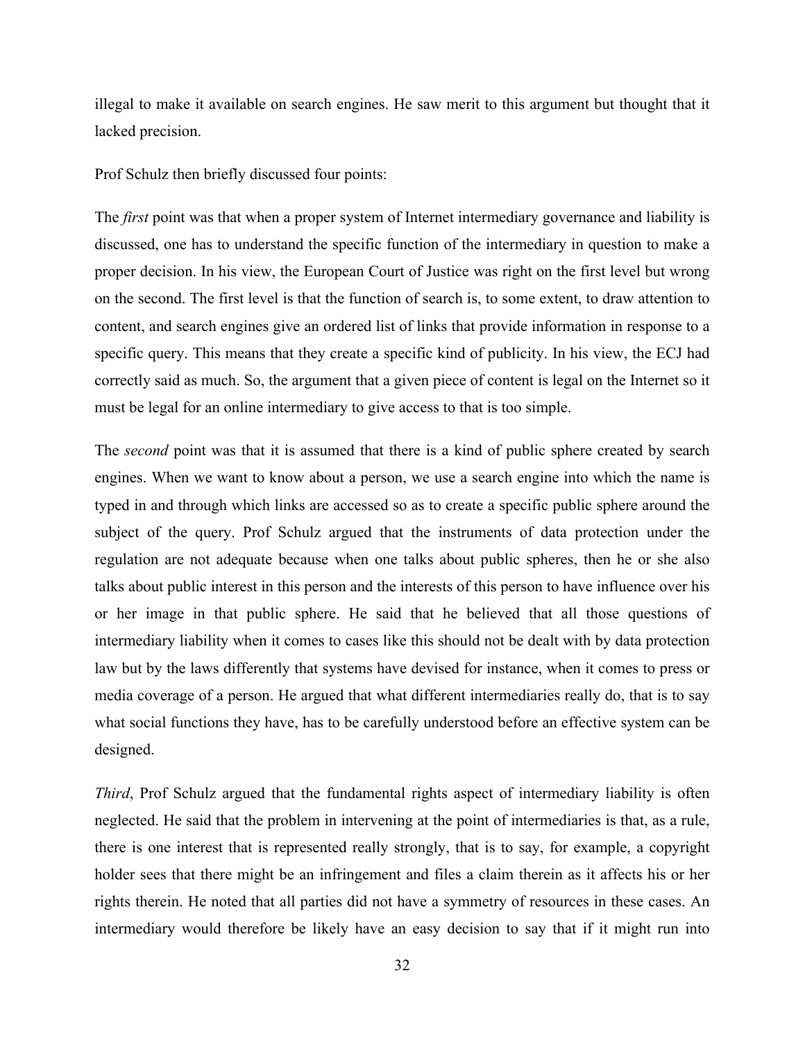illegal to make it available on search engines. He saw merit to this argument but thought that it lacked precision.

Prof Schulz then briefly discussed four points:

The *first* point was that when a proper system of Internet intermediary governance and liability is discussed, one has to understand the specific function of the intermediary in question to make a proper decision. In his view, the European Court of Justice was right on the first level but wrong on the second. The first level is that the function of search is, to some extent, to draw attention to content, and search engines give an ordered list of links that provide information in response to a specific query. This means that they create a specific kind of publicity. In his view, the ECJ had correctly said as much. So, the argument that a given piece of content is legal on the Internet so it must be legal for an online intermediary to give access to that is too simple.

The *second* point was that it is assumed that there is a kind of public sphere created by search engines. When we want to know about a person, we use a search engine into which the name is typed in and through which links are accessed so as to create a specific public sphere around the subject of the query. Prof Schulz argued that the instruments of data protection under the regulation are not adequate because when one talks about public spheres, then he or she also talks about public interest in this person and the interests of this person to have influence over his or her image in that public sphere. He said that he believed that all those questions of intermediary liability when it comes to cases like this should not be dealt with by data protection law but by the laws differently that systems have devised for instance, when it comes to press or media coverage of a person. He argued that what different intermediaries really do, that is to say what social functions they have, has to be carefully understood before an effective system can be designed.

*Third*, Prof Schulz argued that the fundamental rights aspect of intermediary liability is often neglected. He said that the problem in intervening at the point of intermediaries is that, as a rule, there is one interest that is represented really strongly, that is to say, for example, a copyright holder sees that there might be an infringement and files a claim therein as it affects his or her rights therein. He noted that all parties did not have a symmetry of resources in these cases. An intermediary would therefore be likely have an easy decision to say that if it might run into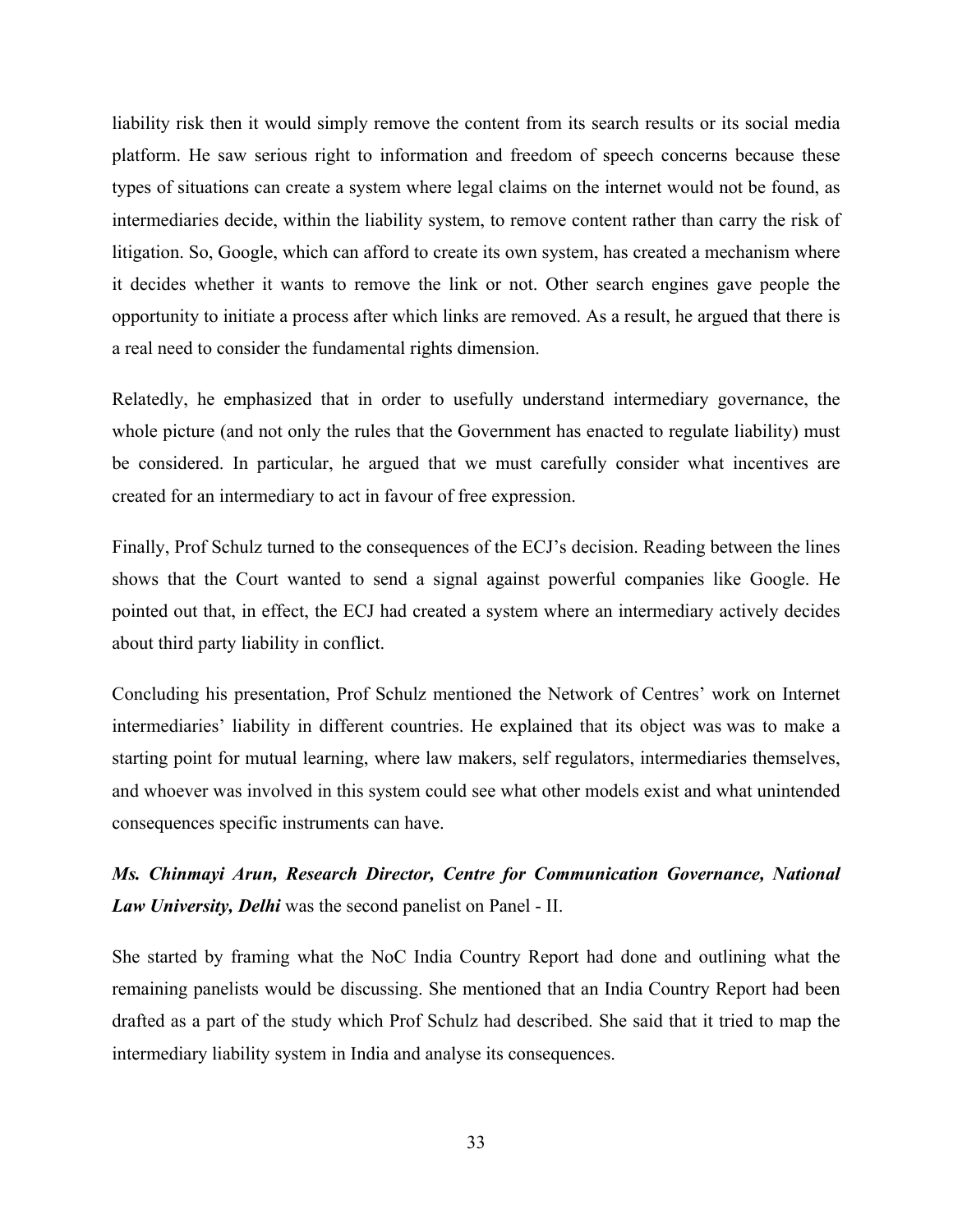liability risk then it would simply remove the content from its search results or its social media platform. He saw serious right to information and freedom of speech concerns because these types of situations can create a system where legal claims on the internet would not be found, as intermediaries decide, within the liability system, to remove content rather than carry the risk of litigation. So, Google, which can afford to create its own system, has created a mechanism where it decides whether it wants to remove the link or not. Other search engines gave people the opportunity to initiate a process after which links are removed. As a result, he argued that there is a real need to consider the fundamental rights dimension.

Relatedly, he emphasized that in order to usefully understand intermediary governance, the whole picture (and not only the rules that the Government has enacted to regulate liability) must be considered. In particular, he argued that we must carefully consider what incentives are created for an intermediary to act in favour of free expression.

Finally, Prof Schulz turned to the consequences of the ECJ's decision. Reading between the lines shows that the Court wanted to send a signal against powerful companies like Google. He pointed out that, in effect, the ECJ had created a system where an intermediary actively decides about third party liability in conflict.

Concluding his presentation, Prof Schulz mentioned the Network of Centres' work on Internet intermediaries' liability in different countries. He explained that its object was was to make a starting point for mutual learning, where law makers, self regulators, intermediaries themselves, and whoever was involved in this system could see what other models exist and what unintended consequences specific instruments can have.

***Ms. Chinmayi Arun, Research Director, Centre for Communication Governance, National Law University, Delhi*** was the second panelist on Panel - II.

She started by framing what the NoC India Country Report had done and outlining what the remaining panelists would be discussing. She mentioned that an India Country Report had been drafted as a part of the study which Prof Schulz had described. She said that it tried to map the intermediary liability system in India and analyse its consequences.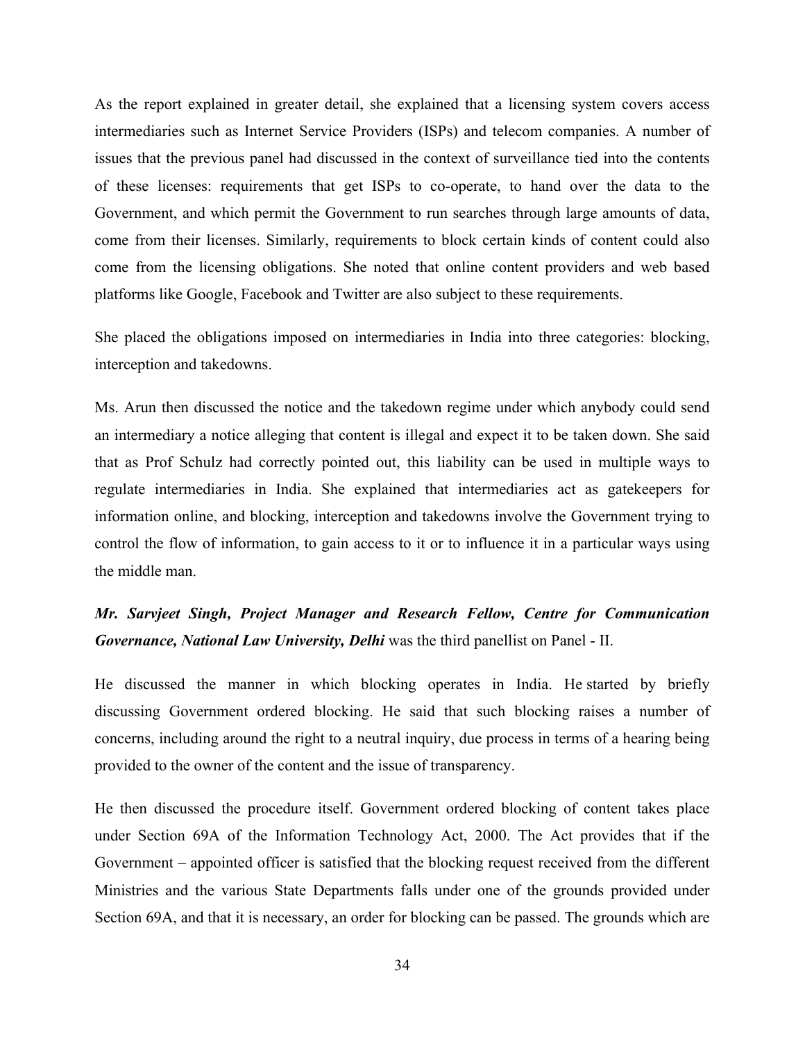As the report explained in greater detail, she explained that a licensing system covers access intermediaries such as Internet Service Providers (ISPs) and telecom companies. A number of issues that the previous panel had discussed in the context of surveillance tied into the contents of these licenses: requirements that get ISPs to co-operate, to hand over the data to the Government, and which permit the Government to run searches through large amounts of data, come from their licenses. Similarly, requirements to block certain kinds of content could also come from the licensing obligations. She noted that online content providers and web based platforms like Google, Facebook and Twitter are also subject to these requirements.

She placed the obligations imposed on intermediaries in India into three categories: blocking, interception and takedowns.

Ms. Arun then discussed the notice and the takedown regime under which anybody could send an intermediary a notice alleging that content is illegal and expect it to be taken down. She said that as Prof Schulz had correctly pointed out, this liability can be used in multiple ways to regulate intermediaries in India. She explained that intermediaries act as gatekeepers for information online, and blocking, interception and takedowns involve the Government trying to control the flow of information, to gain access to it or to influence it in a particular ways using the middle man.

***Mr. Sarvjeet Singh, Project Manager and Research Fellow, Centre for Communication Governance, National Law University, Delhi*** was the third panellist on Panel - II.

He discussed the manner in which blocking operates in India. He started by briefly discussing Government ordered blocking. He said that such blocking raises a number of concerns, including around the right to a neutral inquiry, due process in terms of a hearing being provided to the owner of the content and the issue of transparency.

He then discussed the procedure itself. Government ordered blocking of content takes place under Section 69A of the Information Technology Act, 2000. The Act provides that if the Government – appointed officer is satisfied that the blocking request received from the different Ministries and the various State Departments falls under one of the grounds provided under Section 69A, and that it is necessary, an order for blocking can be passed. The grounds which are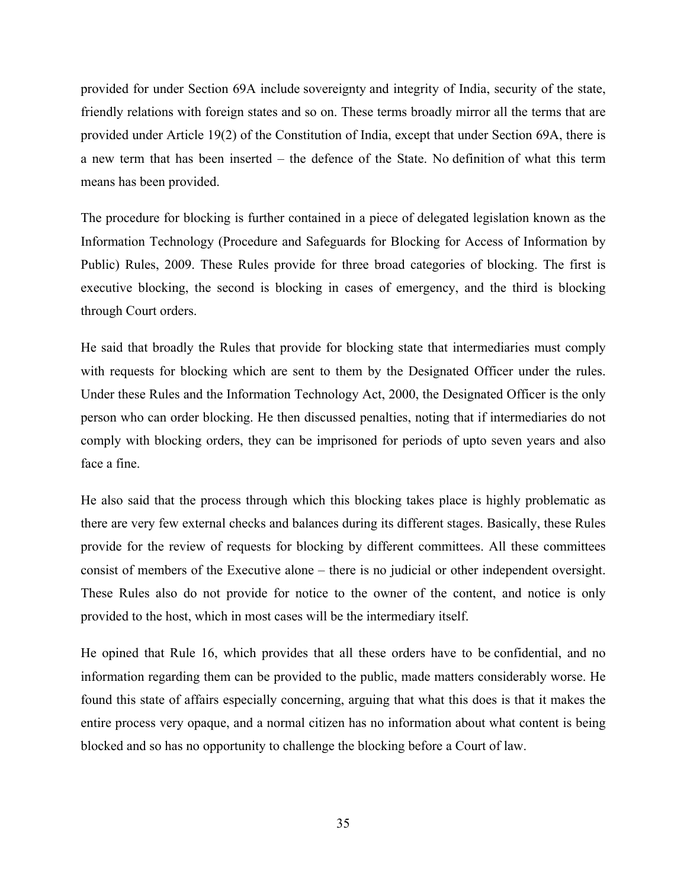provided for under Section 69A include sovereignty and integrity of India, security of the state, friendly relations with foreign states and so on. These terms broadly mirror all the terms that are provided under Article 19(2) of the Constitution of India, except that under Section 69A, there is a new term that has been inserted – the defence of the State. No definition of what this term means has been provided.

The procedure for blocking is further contained in a piece of delegated legislation known as the Information Technology (Procedure and Safeguards for Blocking for Access of Information by Public) Rules, 2009. These Rules provide for three broad categories of blocking. The first is executive blocking, the second is blocking in cases of emergency, and the third is blocking through Court orders.

He said that broadly the Rules that provide for blocking state that intermediaries must comply with requests for blocking which are sent to them by the Designated Officer under the rules. Under these Rules and the Information Technology Act, 2000, the Designated Officer is the only person who can order blocking. He then discussed penalties, noting that if intermediaries do not comply with blocking orders, they can be imprisoned for periods of upto seven years and also face a fine.

He also said that the process through which this blocking takes place is highly problematic as there are very few external checks and balances during its different stages. Basically, these Rules provide for the review of requests for blocking by different committees. All these committees consist of members of the Executive alone – there is no judicial or other independent oversight. These Rules also do not provide for notice to the owner of the content, and notice is only provided to the host, which in most cases will be the intermediary itself.

He opined that Rule 16, which provides that all these orders have to be confidential, and no information regarding them can be provided to the public, made matters considerably worse. He found this state of affairs especially concerning, arguing that what this does is that it makes the entire process very opaque, and a normal citizen has no information about what content is being blocked and so has no opportunity to challenge the blocking before a Court of law.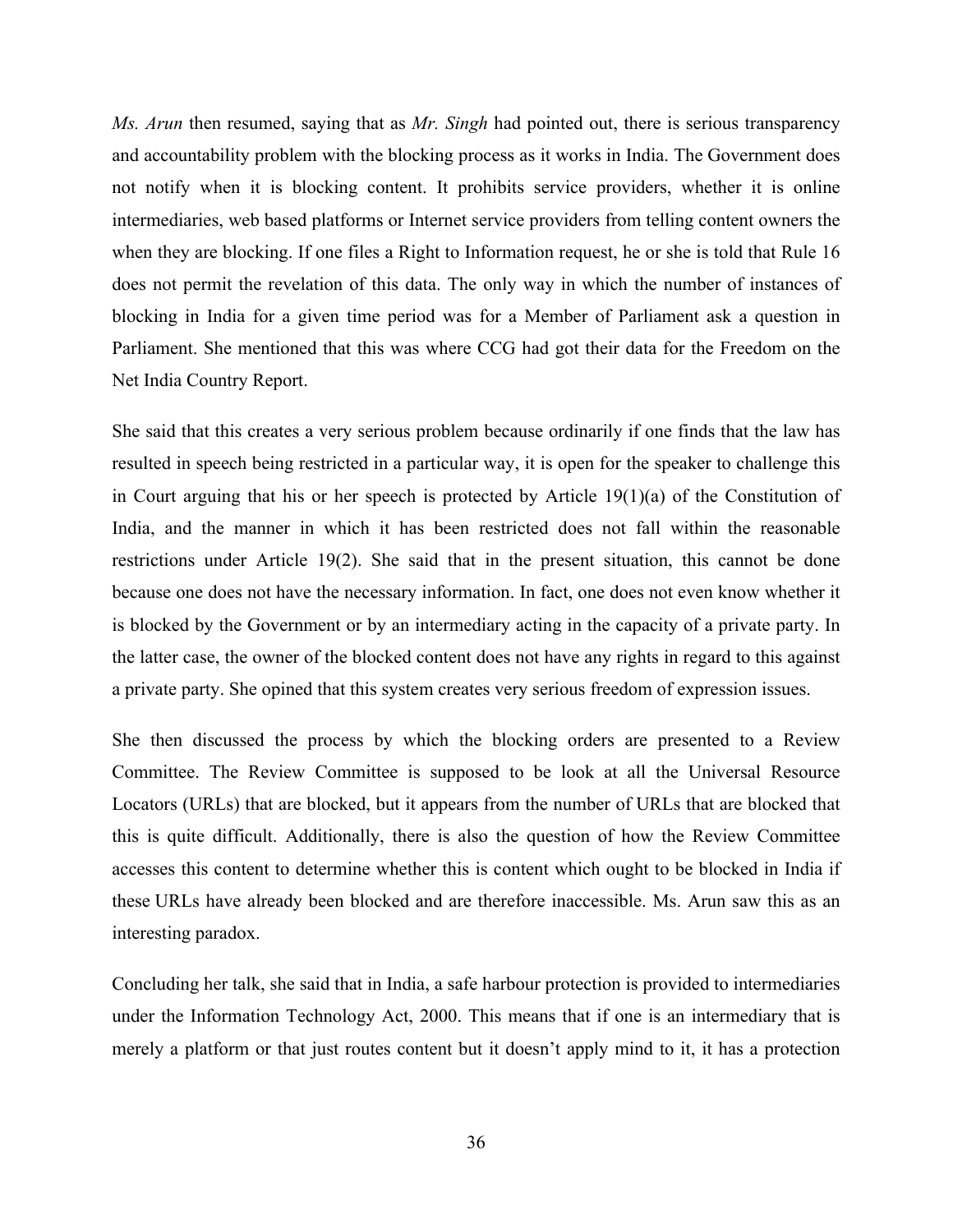*Ms. Arun* then resumed, saying that as *Mr. Singh* had pointed out, there is serious transparency and accountability problem with the blocking process as it works in India. The Government does not notify when it is blocking content. It prohibits service providers, whether it is online intermediaries, web based platforms or Internet service providers from telling content owners the when they are blocking. If one files a Right to Information request, he or she is told that Rule 16 does not permit the revelation of this data. The only way in which the number of instances of blocking in India for a given time period was for a Member of Parliament ask a question in Parliament. She mentioned that this was where CCG had got their data for the Freedom on the Net India Country Report.

She said that this creates a very serious problem because ordinarily if one finds that the law has resulted in speech being restricted in a particular way, it is open for the speaker to challenge this in Court arguing that his or her speech is protected by Article 19(1)(a) of the Constitution of India, and the manner in which it has been restricted does not fall within the reasonable restrictions under Article 19(2). She said that in the present situation, this cannot be done because one does not have the necessary information. In fact, one does not even know whether it is blocked by the Government or by an intermediary acting in the capacity of a private party. In the latter case, the owner of the blocked content does not have any rights in regard to this against a private party. She opined that this system creates very serious freedom of expression issues.

She then discussed the process by which the blocking orders are presented to a Review Committee. The Review Committee is supposed to be look at all the Universal Resource Locators (URLs) that are blocked, but it appears from the number of URLs that are blocked that this is quite difficult. Additionally, there is also the question of how the Review Committee accesses this content to determine whether this is content which ought to be blocked in India if these URLs have already been blocked and are therefore inaccessible. Ms. Arun saw this as an interesting paradox.

Concluding her talk, she said that in India, a safe harbour protection is provided to intermediaries under the Information Technology Act, 2000. This means that if one is an intermediary that is merely a platform or that just routes content but it doesn't apply mind to it, it has a protection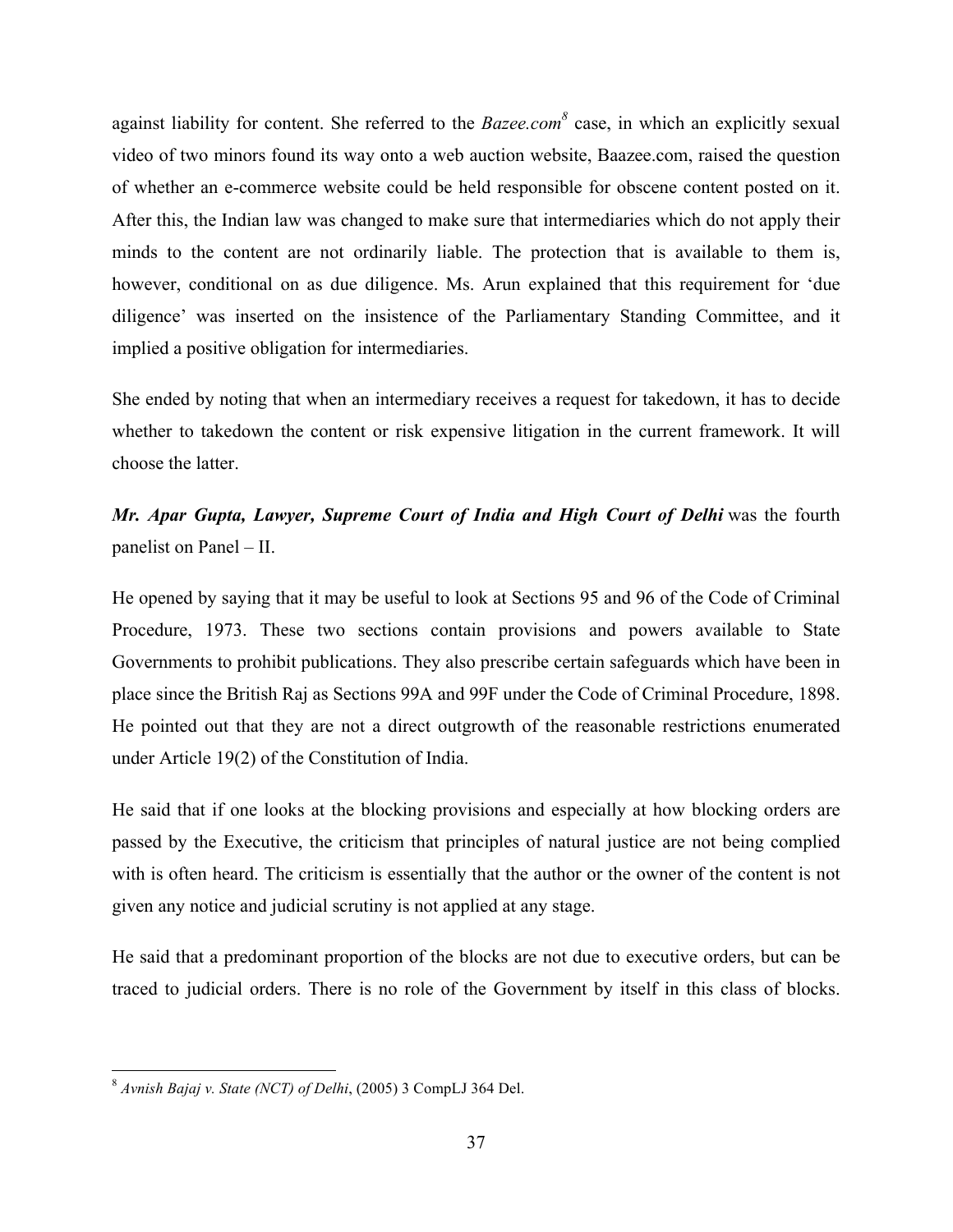against liability for content. She referred to the *Bazee.com*[8] case, in which an explicitly sexual video of two minors found its way onto a web auction website, Baazee.com, raised the question of whether an e-commerce website could be held responsible for obscene content posted on it. After this, the Indian law was changed to make sure that intermediaries which do not apply their minds to the content are not ordinarily liable. The protection that is available to them is, however, conditional on as due diligence. Ms. Arun explained that this requirement for 'due diligence' was inserted on the insistence of the Parliamentary Standing Committee, and it implied a positive obligation for intermediaries.

She ended by noting that when an intermediary receives a request for takedown, it has to decide whether to takedown the content or risk expensive litigation in the current framework. It will choose the latter.

***Mr. Apar Gupta, Lawyer, Supreme Court of India and High Court of Delhi*** was the fourth panelist on Panel – II.

He opened by saying that it may be useful to look at Sections 95 and 96 of the Code of Criminal Procedure, 1973. These two sections contain provisions and powers available to State Governments to prohibit publications. They also prescribe certain safeguards which have been in place since the British Raj as Sections 99A and 99F under the Code of Criminal Procedure, 1898. He pointed out that they are not a direct outgrowth of the reasonable restrictions enumerated under Article 19(2) of the Constitution of India.

He said that if one looks at the blocking provisions and especially at how blocking orders are passed by the Executive, the criticism that principles of natural justice are not being complied with is often heard. The criticism is essentially that the author or the owner of the content is not given any notice and judicial scrutiny is not applied at any stage.

He said that a predominant proportion of the blocks are not due to executive orders, but can be traced to judicial orders. There is no role of the Government by itself in this class of blocks.

---

[8] *Avnish Bajaj v. State (NCT) of Delhi*, (2005) 3 CompLJ 364 Del.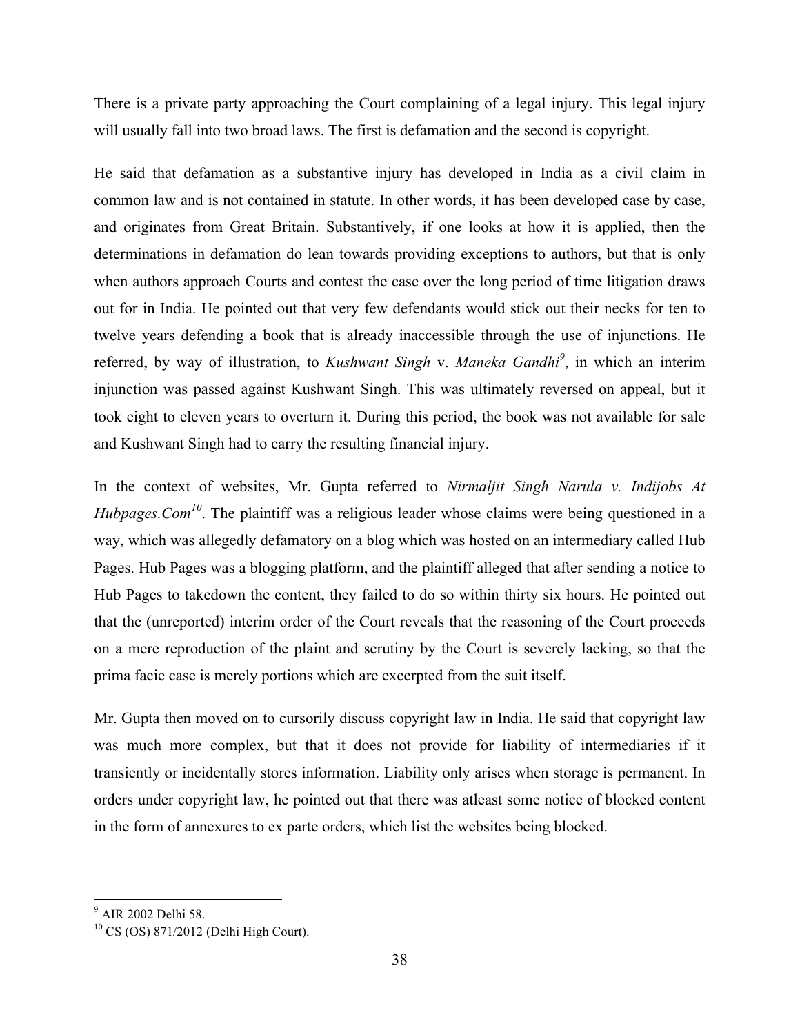There is a private party approaching the Court complaining of a legal injury. This legal injury will usually fall into two broad laws. The first is defamation and the second is copyright.

He said that defamation as a substantive injury has developed in India as a civil claim in common law and is not contained in statute. In other words, it has been developed case by case, and originates from Great Britain. Substantively, if one looks at how it is applied, then the determinations in defamation do lean towards providing exceptions to authors, but that is only when authors approach Courts and contest the case over the long period of time litigation draws out for in India. He pointed out that very few defendants would stick out their necks for ten to twelve years defending a book that is already inaccessible through the use of injunctions. He referred, by way of illustration, to *Kushwant Singh* v. *Maneka Gandhi*[9], in which an interim injunction was passed against Kushwant Singh. This was ultimately reversed on appeal, but it took eight to eleven years to overturn it. During this period, the book was not available for sale and Kushwant Singh had to carry the resulting financial injury.

In the context of websites, Mr. Gupta referred to *Nirmaljit Singh Narula v. Indijobs At Hubpages.Com*[10]. The plaintiff was a religious leader whose claims were being questioned in a way, which was allegedly defamatory on a blog which was hosted on an intermediary called Hub Pages. Hub Pages was a blogging platform, and the plaintiff alleged that after sending a notice to Hub Pages to takedown the content, they failed to do so within thirty six hours. He pointed out that the (unreported) interim order of the Court reveals that the reasoning of the Court proceeds on a mere reproduction of the plaint and scrutiny by the Court is severely lacking, so that the prima facie case is merely portions which are excerpted from the suit itself.

Mr. Gupta then moved on to cursorily discuss copyright law in India. He said that copyright law was much more complex, but that it does not provide for liability of intermediaries if it transiently or incidentally stores information. Liability only arises when storage is permanent. In orders under copyright law, he pointed out that there was atleast some notice of blocked content in the form of annexures to ex parte orders, which list the websites being blocked.

---

[9] AIR 2002 Delhi 58.

[10] CS (OS) 871/2012 (Delhi High Court).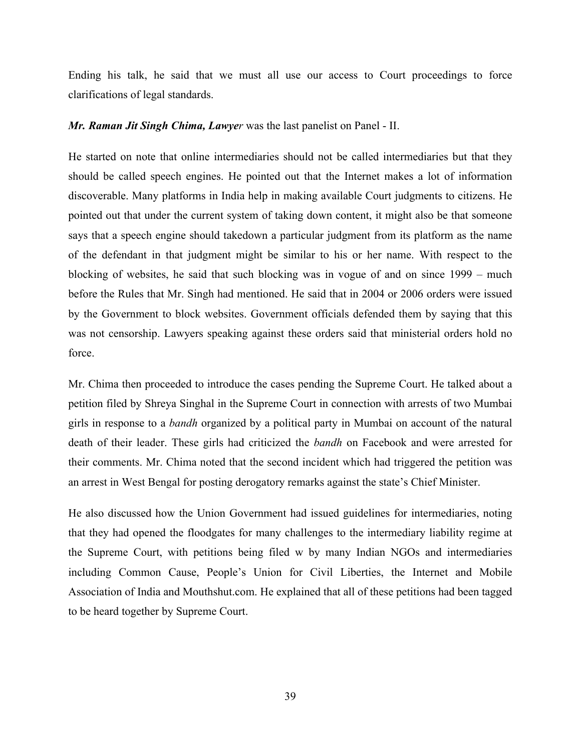Ending his talk, he said that we must all use our access to Court proceedings to force clarifications of legal standards.

***Mr. Raman Jit Singh Chima, Lawyer*** was the last panelist on Panel - II.

He started on note that online intermediaries should not be called intermediaries but that they should be called speech engines. He pointed out that the Internet makes a lot of information discoverable. Many platforms in India help in making available Court judgments to citizens. He pointed out that under the current system of taking down content, it might also be that someone says that a speech engine should takedown a particular judgment from its platform as the name of the defendant in that judgment might be similar to his or her name. With respect to the blocking of websites, he said that such blocking was in vogue of and on since 1999 – much before the Rules that Mr. Singh had mentioned. He said that in 2004 or 2006 orders were issued by the Government to block websites. Government officials defended them by saying that this was not censorship. Lawyers speaking against these orders said that ministerial orders hold no force.

Mr. Chima then proceeded to introduce the cases pending the Supreme Court. He talked about a petition filed by Shreya Singhal in the Supreme Court in connection with arrests of two Mumbai girls in response to a *bandh* organized by a political party in Mumbai on account of the natural death of their leader. These girls had criticized the *bandh* on Facebook and were arrested for their comments. Mr. Chima noted that the second incident which had triggered the petition was an arrest in West Bengal for posting derogatory remarks against the state's Chief Minister.

He also discussed how the Union Government had issued guidelines for intermediaries, noting that they had opened the floodgates for many challenges to the intermediary liability regime at the Supreme Court, with petitions being filed w by many Indian NGOs and intermediaries including Common Cause, People's Union for Civil Liberties, the Internet and Mobile Association of India and Mouthshut.com. He explained that all of these petitions had been tagged to be heard together by Supreme Court.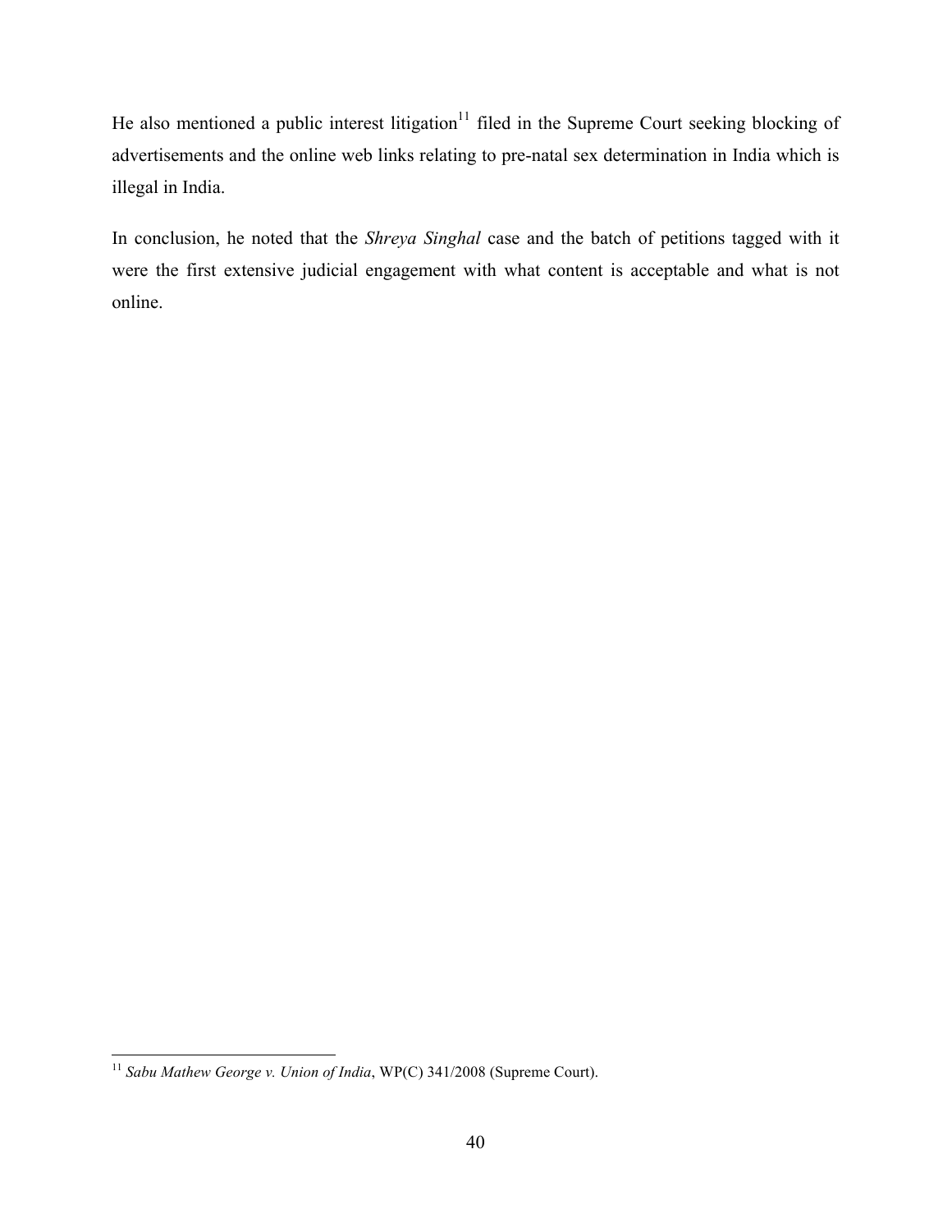He also mentioned a public interest litigation[11] filed in the Supreme Court seeking blocking of advertisements and the online web links relating to pre-natal sex determination in India which is illegal in India.

In conclusion, he noted that the *Shreya Singhal* case and the batch of petitions tagged with it were the first extensive judicial engagement with what content is acceptable and what is not online.

---

[11] *Sabu Mathew George v. Union of India*, WP(C) 341/2008 (Supreme Court).